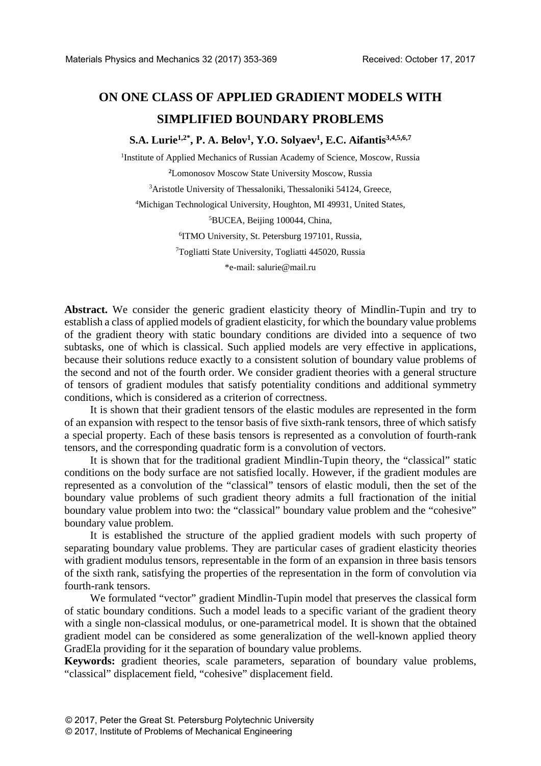# ON ONE CLASS OF APPLIED GRADIENT MODELS WITH SIMPLIFIED BOUNDARY PROBLEMS

**S.A. Lurie[1,2*], P. A. Belov[1], Y.O. Solyaev[1], E.C. Aifantis[3,4,5,6,7]**

[1]Institute of Applied Mechanics of Russian Academy of Science, Moscow, Russia

[2]Lomonosov Moscow State University Moscow, Russia

[3]Aristotle University of Thessaloniki, Thessaloniki 54124, Greece,

[4]Michigan Technological University, Houghton, MI 49931, United States,

[5]BUCEA, Beijing 100044, China,

[6]ITMO University, St. Petersburg 197101, Russia,

[7]Togliatti State University, Togliatti 445020, Russia

*e-mail: salurie@mail.ru

**Abstract.** We consider the generic gradient elasticity theory of Mindlin-Tupin and try to establish a class of applied models of gradient elasticity, for which the boundary value problems of the gradient theory with static boundary conditions are divided into a sequence of two subtasks, one of which is classical. Such applied models are very effective in applications, because their solutions reduce exactly to a consistent solution of boundary value problems of the second and not of the fourth order. We consider gradient theories with a general structure of tensors of gradient modules that satisfy potentiality conditions and additional symmetry conditions, which is considered as a criterion of correctness.

It is shown that their gradient tensors of the elastic modules are represented in the form of an expansion with respect to the tensor basis of five sixth-rank tensors, three of which satisfy a special property. Each of these basis tensors is represented as a convolution of fourth-rank tensors, and the corresponding quadratic form is a convolution of vectors.

It is shown that for the traditional gradient Mindlin-Tupin theory, the "classical" static conditions on the body surface are not satisfied locally. However, if the gradient modules are represented as a convolution of the "classical" tensors of elastic moduli, then the set of the boundary value problems of such gradient theory admits a full fractionation of the initial boundary value problem into two: the "classical" boundary value problem and the "cohesive" boundary value problem.

It is established the structure of the applied gradient models with such property of separating boundary modulus problems. They are particular cases of gradient elasticity theories with gradient modulus tensors, representable in the form of an expansion in three basis tensors of the sixth rank, satisfying the properties of the representation in the form of convolution via fourth-rank tensors.

We formulated "vector" gradient Mindlin-Tupin model that preserves the classical form of static boundary conditions. Such a model leads to a specific variant of the gradient theory with a single non-classical modulus, or one-parametrical model. It is shown that the obtained gradient model can be considered as some generalization of the well-known applied theory GradEla providing for it the separation of boundary value problems.

**Keywords:** gradient theories, scale parameters, separation of boundary value problems, "classical" displacement field, "cohesive" displacement field.

© 2017, Peter the Great St. Petersburg Polytechnic University
© 2017, Institute of Problems of Mechanical Engineering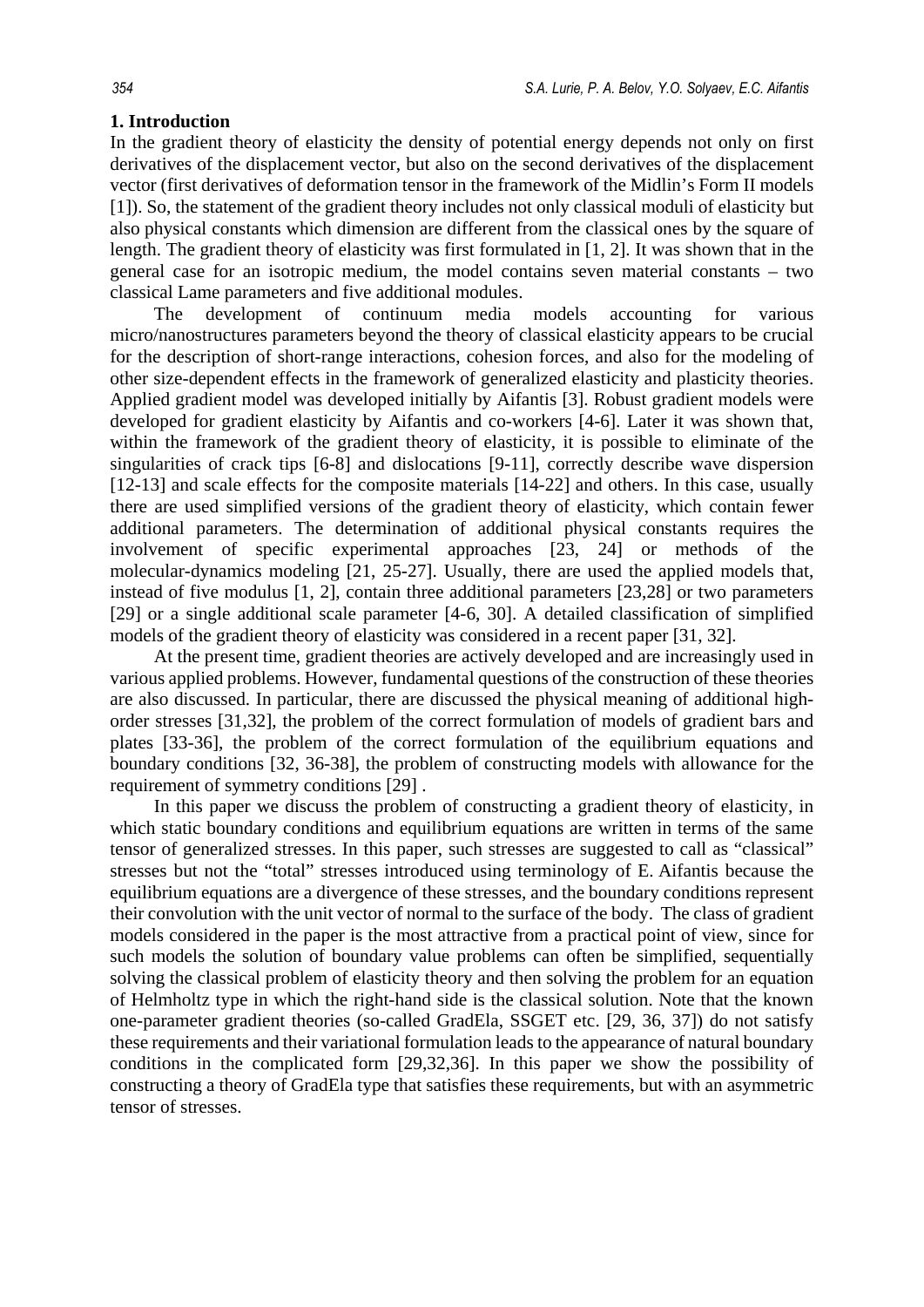## 1. Introduction

In the gradient theory of elasticity the density of potential energy depends not only on first derivatives of the displacement vector, but also on the second derivatives of the displacement vector (first derivatives of deformation tensor in the framework of the Midlin's Form II models [1]). So, the statement of the gradient theory includes not only classical moduli of elasticity but also physical constants which dimension are different from the classical ones by the square of length. The gradient theory of elasticity was first formulated in [1, 2]. It was shown that in the general case for an isotropic medium, the model contains seven material constants – two classical Lame parameters and five additional modules.

The development of continuum media models accounting for various micro/nanostructures parameters beyond the theory of classical elasticity appears to be crucial for the description of short-range interactions, cohesion forces, and also for the modeling of other size-dependent effects in the framework of generalized elasticity and plasticity theories. Applied gradient model was developed initially by Aifantis [3]. Robust gradient models were developed for gradient elasticity by Aifantis and co-workers [4-6]. Later it was shown that, within the framework of the gradient theory of elasticity, it is possible to eliminate of the singularities of crack tips [6-8] and dislocations [9-11], correctly describe wave dispersion [12-13] and scale effects for the composite materials [14-22] and others. In this case, usually there are used simplified versions of the gradient theory of elasticity, which contain fewer additional parameters. The determination of additional physical constants requires the involvement of specific experimental approaches [23, 24] or methods of the molecular-dynamics modeling [21, 25-27]. Usually, there are used the applied models that, instead of five modulus [1, 2], contain three additional parameters [23,28] or two parameters [29] or a single additional scale parameter [4-6, 30]. A detailed classification of simplified models of the gradient theory of elasticity was considered in a recent paper [31, 32].

At the present time, gradient theories are actively developed and are increasingly used in various applied problems. However, fundamental questions of the construction of these theories are also discussed. In particular, there are discussed the physical meaning of additional high-order stresses [31,32], the problem of the correct formulation of models of gradient bars and plates [33-36], the problem of the correct formulation of the equilibrium equations and boundary conditions [32, 36-38], the problem of constructing models with allowance for the requirement of symmetry conditions [29] .

In this paper we discuss the problem of constructing a gradient theory of elasticity, in which static boundary conditions and equilibrium equations are written in terms of the same tensor of generalized stresses. In this paper, such stresses are suggested to call as "classical" stresses but not the "total" stresses introduced using terminology of E. Aifantis because the equilibrium equations are a divergence of these stresses, and the boundary conditions represent their convolution with the unit vector of normal to the surface of the body. The class of gradient models considered in the paper is the most attractive from a practical point of view, since for such models the solution of boundary value problems can often be simplified, sequentially solving the classical problem of elasticity theory and then solving the problem for an equation of Helmholtz type in which the right-hand side is the classical solution. Note that the known one-parameter gradient theories (so-called GradEla, SSGET etc. [29, 36, 37]) do not satisfy these requirements and their variational formulation leads to the appearance of natural boundary conditions in the complicated form [29,32,36]. In this paper we show the possibility of constructing a theory of GradEla type that satisfies these requirements, but with an asymmetric tensor of stresses.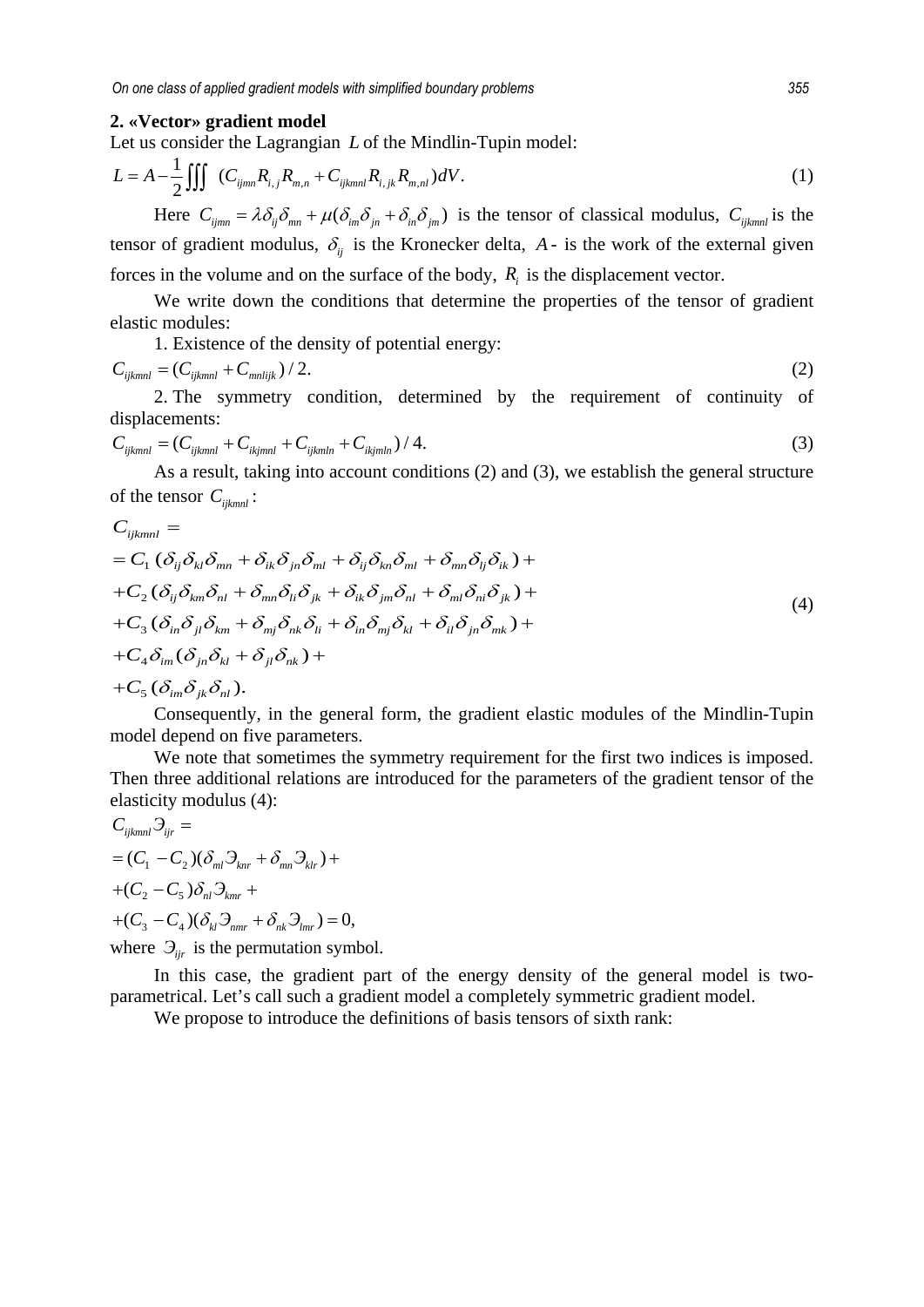## 2. «Vector» gradient model

Let us consider the Lagrangian $L$ of the Mindlin-Tupin model:

$$L = A - \frac{1}{2}\iiint (C_{ijmn} R_{i,j} R_{m,n} + C_{ijkmnl} R_{i,jk} R_{m,nl}) dV. \tag{1}$$

Here $C_{ijmn} = \lambda \delta_{ij}\delta_{mn} + \mu(\delta_{im}\delta_{jn} + \delta_{in}\delta_{jm})$ is the tensor of classical modulus, $C_{ijkmnl}$ is the tensor of gradient modulus, $\delta_{ij}$ is the Kronecker delta, $A$ - is the work of the external given forces in the volume and on the surface of the body, $R_i$ is the displacement vector.

We write down the conditions that determine the properties of the tensor of gradient elastic modules:

1. Existence of the density of potential energy:

$$C_{ijkmnl} = (C_{ijkmnl} + C_{mnlijk})/2. \tag{2}$$

2. The symmetry condition, determined by the requirement of continuity of displacements:

$$C_{ijkmnl} = (C_{ijkmnl} + C_{ikjmnl} + C_{ijkmln} + C_{ikjmln})/4. \tag{3}$$

As a result, taking into account conditions (2) and (3), we establish the general structure of the tensor $C_{ijkmnl}$:

$$\begin{aligned}
&C_{ijkmnl} = \\
&= C_1 (\delta_{ij}\delta_{kl}\delta_{mn} + \delta_{ik}\delta_{jn}\delta_{ml} + \delta_{ij}\delta_{kn}\delta_{ml} + \delta_{mn}\delta_{lj}\delta_{ik}) + \\
&+ C_2 (\delta_{ij}\delta_{km}\delta_{nl} + \delta_{mn}\delta_{li}\delta_{jk} + \delta_{ik}\delta_{jm}\delta_{nl} + \delta_{ml}\delta_{ni}\delta_{jk}) + \\
&+ C_3 (\delta_{in}\delta_{jl}\delta_{km} + \delta_{mj}\delta_{nk}\delta_{li} + \delta_{in}\delta_{mj}\delta_{kl} + \delta_{il}\delta_{jn}\delta_{mk}) + \\
&+ C_4 \delta_{im} (\delta_{jn}\delta_{kl} + \delta_{jl}\delta_{nk}) + \\
&+ C_5 (\delta_{im}\delta_{jk}\delta_{nl}).
\end{aligned} \tag{4}$$

Consequently, in the general form, the gradient elastic modules of the Mindlin-Tupin model depend on five parameters.

We note that sometimes the symmetry requirement for the first two indices is imposed. Then three additional relations are introduced for the parameters of the gradient tensor of the elasticity modulus (4):

$$\begin{aligned}
&C_{ijkmnl} \text{Э}_{ijr} = \\
&= (C_1 - C_2)(\delta_{ml} \text{Э}_{knr} + \delta_{mn} \text{Э}_{klr}) + \\
&+ (C_2 - C_5)\delta_{nl} \text{Э}_{kmr} + \\
&+ (C_3 - C_4)(\delta_{kl} \text{Э}_{nmr} + \delta_{nk} \text{Э}_{lmr}) = 0,
\end{aligned}$$

where $\text{Э}_{ijr}$ is the permutation symbol.

In this case, the gradient part of the energy density of the general model is two-parametrical. Let's call such a gradient model a completely symmetric gradient model.

We propose to introduce the definitions of basis tensors of sixth rank: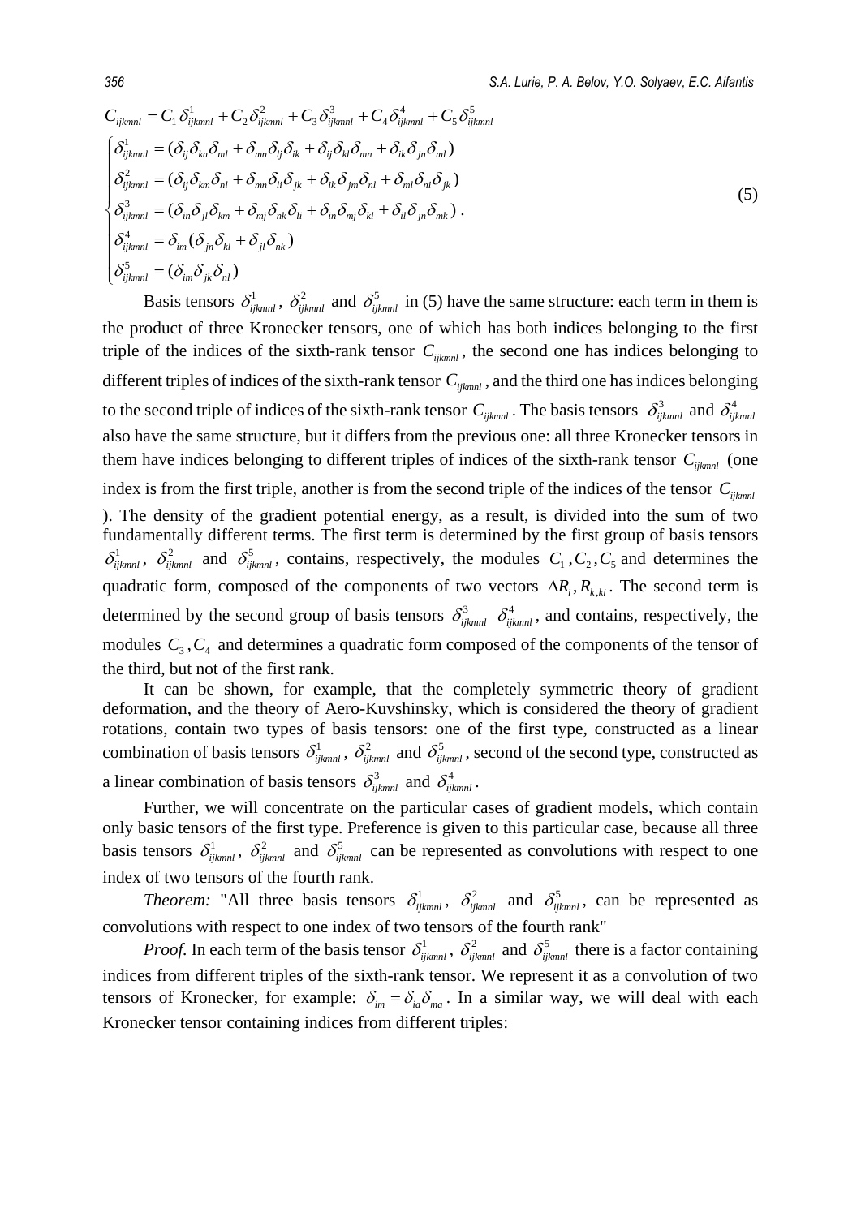$$
C_{ijkmnl} = C_1 \delta^1_{ijkmnl} + C_2 \delta^2_{ijkmnl} + C_3 \delta^3_{ijkmnl} + C_4 \delta^4_{ijkmnl} + C_5 \delta^5_{ijkmnl}
$$

$$
\begin{cases}
\delta^1_{ijkmnl} = (\delta_{ij}\delta_{kn}\delta_{ml} + \delta_{mn}\delta_{lj}\delta_{ik} + \delta_{ij}\delta_{kl}\delta_{mn} + \delta_{ik}\delta_{jn}\delta_{ml}) \\
\delta^2_{ijkmnl} = (\delta_{ij}\delta_{km}\delta_{nl} + \delta_{mn}\delta_{li}\delta_{jk} + \delta_{ik}\delta_{jm}\delta_{nl} + \delta_{ml}\delta_{ni}\delta_{jk}) \\
\delta^3_{ijkmnl} = (\delta_{in}\delta_{jl}\delta_{km} + \delta_{mj}\delta_{nk}\delta_{li} + \delta_{in}\delta_{mj}\delta_{kl} + \delta_{il}\delta_{jn}\delta_{mk}) \, . \\
\delta^4_{ijkmnl} = \delta_{im}(\delta_{jn}\delta_{kl} + \delta_{jl}\delta_{nk}) \\
\delta^5_{ijkmnl} = (\delta_{im}\delta_{jk}\delta_{nl})
\end{cases}
\tag{5}
$$

Basis tensors $\delta^1_{ijkmnl}$, $\delta^2_{ijkmnl}$ and $\delta^5_{ijkmnl}$ in (5) have the same structure: each term in them is the product of three Kronecker tensors, one of which has both indices belonging to the first triple of the indices of the sixth-rank tensor $C_{ijkmnl}$, the second one has indices belonging to different triples of indices of the sixth-rank tensor $C_{ijkmnl}$, and the third one has indices belonging to the second triple of indices of the sixth-rank tensor $C_{ijkmnl}$. The basis tensors $\delta^3_{ijkmnl}$ and $\delta^4_{ijkmnl}$ also have the same structure, but it differs from the previous one: all three Kronecker tensors in them have indices belonging to different triples of indices of the sixth-rank tensor $C_{ijkmnl}$ (one index is from the first triple, another is from the second triple of the indices of the tensor $C_{ijkmnl}$ ). The density of the gradient potential energy, as a result, is divided into the sum of two fundamentally different terms. The first term is determined by the first group of basis tensors $\delta^1_{ijkmnl}$, $\delta^2_{ijkmnl}$ and $\delta^5_{ijkmnl}$, contains, respectively, the modules $C_1, C_2, C_5$ and determines the quadratic form, composed of the components of two vectors $\Delta R_i, R_{k,ki}$. The second term is determined by the second group of basis tensors $\delta^3_{ijkmnl}$ $\delta^4_{ijkmnl}$, and contains, respectively, the modules $C_3, C_4$ and determines a quadratic form composed of the components of the tensor of the third, but not of the first rank.

It can be shown, for example, that the completely symmetric theory of gradient deformation, and the theory of Aero-Kuvshinsky, which is considered the theory of gradient rotations, contain two types of basis tensors: one of the first type, constructed as a linear combination of basis tensors $\delta^1_{ijkmnl}$, $\delta^2_{ijkmnl}$ and $\delta^5_{ijkmnl}$, second of the second type, constructed as a linear combination of basis tensors $\delta^3_{ijkmnl}$ and $\delta^4_{ijkmnl}$.

Further, we will concentrate on the particular cases of gradient models, which contain only basic tensors of the first type. Preference is given to this particular case, because all three basis tensors $\delta^1_{ijkmnl}$, $\delta^2_{ijkmnl}$ and $\delta^5_{ijkmnl}$ can be represented as convolutions with respect to one index of two tensors of the fourth rank.

*Theorem:* "All three basis tensors $\delta^1_{ijkmnl}$, $\delta^2_{ijkmnl}$ and $\delta^5_{ijkmnl}$, can be represented as convolutions with respect to one index of two tensors of the fourth rank"

*Proof.* In each term of the basis tensor $\delta^1_{ijkmnl}$, $\delta^2_{ijkmnl}$ and $\delta^5_{ijkmnl}$ there is a factor containing indices from different triples of the sixth-rank tensor. We represent it as a convolution of two tensors of Kronecker, for example: $\delta_{im} = \delta_{ia}\delta_{ma}$. In a similar way, we will deal with each Kronecker tensor containing indices from different triples: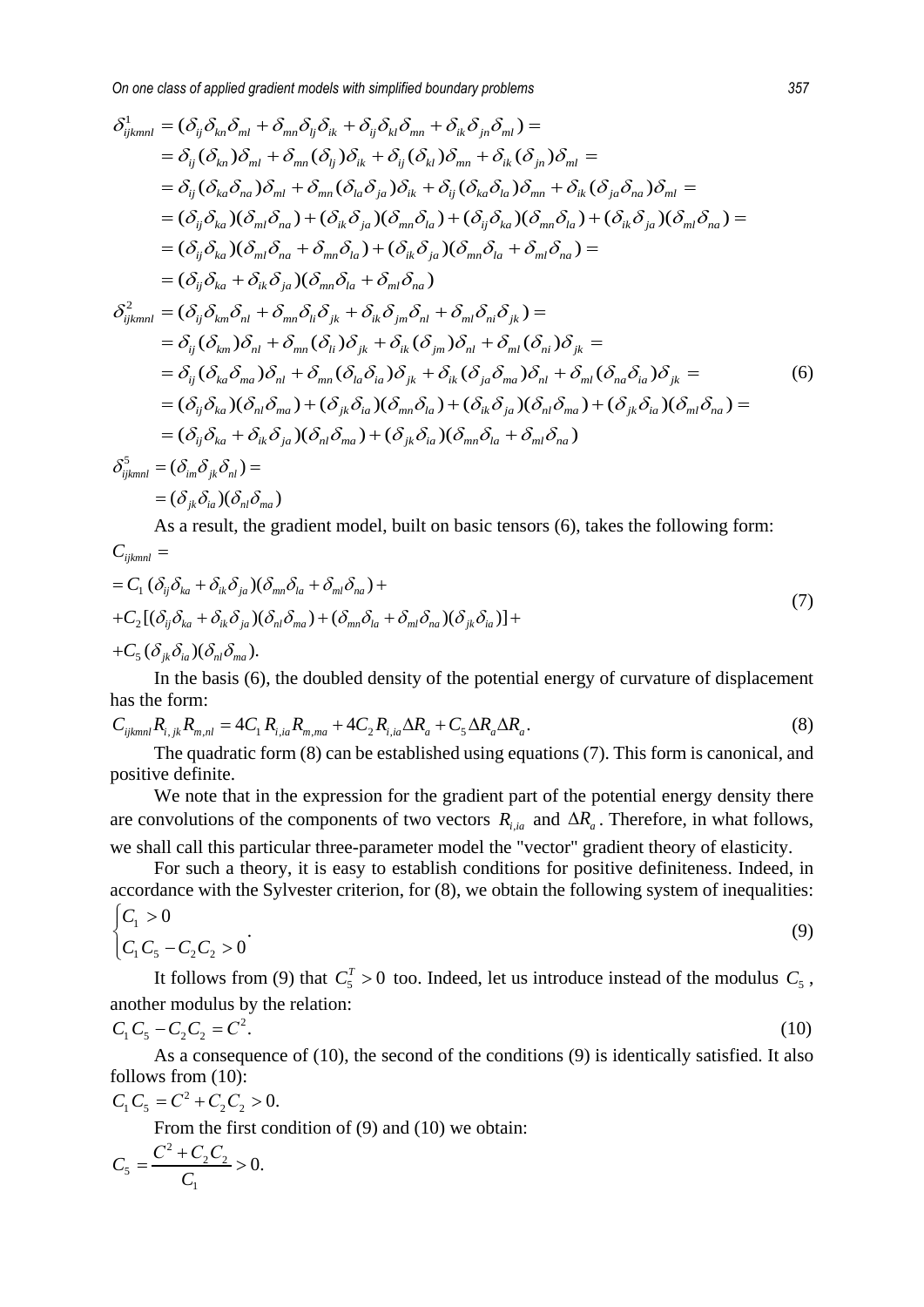$$
\begin{aligned}
\delta^1_{ijkmnl} &= (\delta_{ij}\delta_{kn}\delta_{ml} + \delta_{mn}\delta_{lj}\delta_{ik} + \delta_{ij}\delta_{kl}\delta_{mn} + \delta_{ik}\delta_{jn}\delta_{ml}) = \\
&= \delta_{ij}(\delta_{kn})\delta_{ml} + \delta_{mn}(\delta_{lj})\delta_{ik} + \delta_{ij}(\delta_{kl})\delta_{mn} + \delta_{ik}(\delta_{jn})\delta_{ml} = \\
&= \delta_{ij}(\delta_{ka}\delta_{na})\delta_{ml} + \delta_{mn}(\delta_{la}\delta_{ja})\delta_{ik} + \delta_{ij}(\delta_{ka}\delta_{la})\delta_{mn} + \delta_{ik}(\delta_{ja}\delta_{na})\delta_{ml} = \\
&= (\delta_{ij}\delta_{ka})(\delta_{ml}\delta_{na}) + (\delta_{ik}\delta_{ja})(\delta_{mn}\delta_{la}) + (\delta_{ij}\delta_{ka})(\delta_{mn}\delta_{la}) + (\delta_{ik}\delta_{ja})(\delta_{ml}\delta_{na}) = \\
&= (\delta_{ij}\delta_{ka})(\delta_{ml}\delta_{na} + \delta_{mn}\delta_{la}) + (\delta_{ik}\delta_{ja})(\delta_{mn}\delta_{la} + \delta_{ml}\delta_{na}) = \\
&= (\delta_{ij}\delta_{ka} + \delta_{ik}\delta_{ja})(\delta_{mn}\delta_{la} + \delta_{ml}\delta_{na}) \\
\delta^2_{ijkmnl} &= (\delta_{ij}\delta_{km}\delta_{nl} + \delta_{mn}\delta_{li}\delta_{jk} + \delta_{ik}\delta_{jm}\delta_{nl} + \delta_{ml}\delta_{ni}\delta_{jk}) = \\
&= \delta_{ij}(\delta_{km})\delta_{nl} + \delta_{mn}(\delta_{li})\delta_{jk} + \delta_{ik}(\delta_{jm})\delta_{nl} + \delta_{ml}(\delta_{ni})\delta_{jk} = \\
&= \delta_{ij}(\delta_{ka}\delta_{ma})\delta_{nl} + \delta_{mn}(\delta_{la}\delta_{ia})\delta_{jk} + \delta_{ik}(\delta_{ja}\delta_{ma})\delta_{nl} + \delta_{ml}(\delta_{na}\delta_{ia})\delta_{jk} = \\
&= (\delta_{ij}\delta_{ka})(\delta_{nl}\delta_{ma}) + (\delta_{jk}\delta_{ia})(\delta_{mn}\delta_{la}) + (\delta_{ik}\delta_{ja})(\delta_{nl}\delta_{ma}) + (\delta_{jk}\delta_{ia})(\delta_{ml}\delta_{na}) = \\
&= (\delta_{ij}\delta_{ka} + \delta_{ik}\delta_{ja})(\delta_{nl}\delta_{ma}) + (\delta_{jk}\delta_{ia})(\delta_{mn}\delta_{la} + \delta_{ml}\delta_{na}) \\
\delta^5_{ijkmnl} &= (\delta_{im}\delta_{jk}\delta_{nl}) = \\
&= (\delta_{jk}\delta_{ia})(\delta_{nl}\delta_{ma})
\end{aligned}
\tag{6}
$$

As a result, the gradient model, built on basic tensors (6), takes the following form:

$$
\begin{aligned}
&C_{ijkmnl} = \\
&= C_1(\delta_{ij}\delta_{ka} + \delta_{ik}\delta_{ja})(\delta_{mn}\delta_{la} + \delta_{ml}\delta_{na}) + \\
&+ C_2[(\delta_{ij}\delta_{ka} + \delta_{ik}\delta_{ja})(\delta_{nl}\delta_{ma}) + (\delta_{mn}\delta_{la} + \delta_{ml}\delta_{na})(\delta_{jk}\delta_{ia})] + \\
&+ C_5(\delta_{jk}\delta_{ia})(\delta_{nl}\delta_{ma}).
\end{aligned}
\tag{7}
$$

In the basis (6), the doubled density of the potential energy of curvature of displacement has the form:

$$
C_{ijkmnl}R_{i,jk}R_{m,nl} = 4C_1 R_{i,ia}R_{m,ma} + 4C_2 R_{i,ia}\Delta R_a + C_5 \Delta R_a \Delta R_a. \tag{8}
$$

The quadratic form (8) can be established using equations (7). This form is canonical, and positive definite.

We note that in the expression for the gradient part of the potential energy density there are convolutions of the components of two vectors $R_{i,ia}$ and $\Delta R_a$. Therefore, in what follows, we shall call this particular three-parameter model the "vector" gradient theory of elasticity.

For such a theory, it is easy to establish conditions for positive definiteness. Indeed, in accordance with the Sylvester criterion, for (8), we obtain the following system of inequalities:

$$
\begin{cases} C_1 > 0 \\ C_1 C_5 - C_2 C_2 > 0 \end{cases}. \tag{9}
$$

It follows from (9) that $C_5^T > 0$ too. Indeed, let us introduce instead of the modulus $C_5$, another modulus by the relation:

$$
C_1 C_5 - C_2 C_2 = C^2. \tag{10}
$$

As a consequence of (10), the second of the conditions (9) is identically satisfied. It also follows from (10):

$$
C_1 C_5 = C^2 + C_2 C_2 > 0.
$$

From the first condition of (9) and (10) we obtain:

$$
C_5 = \frac{C^2 + C_2 C_2}{C_1} > 0.
$$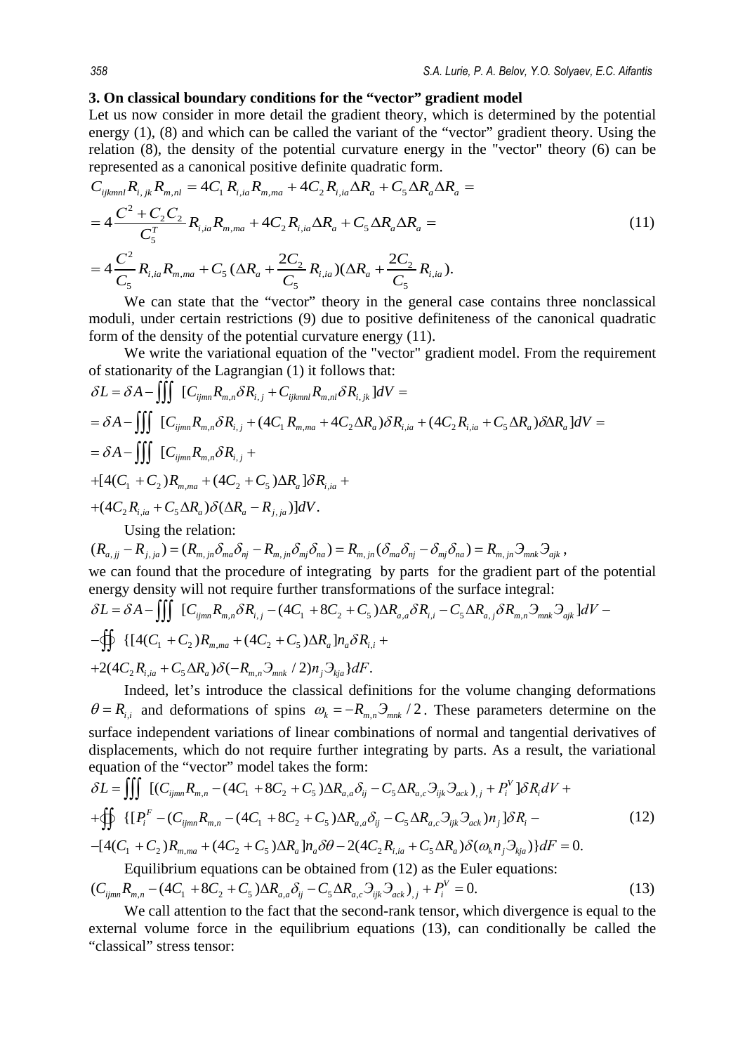## 3. On classical boundary conditions for the "vector" gradient model

Let us now consider in more detail the gradient theory, which is determined by the potential energy (1), (8) and which can be called the variant of the "vector" gradient theory. Using the relation (8), the density of the potential curvature energy in the "vector" theory (6) can be represented as a canonical positive definite quadratic form.

$$
\begin{aligned}
&C_{ijkmnl} R_{i,jk} R_{m,nl} = 4C_1 R_{i,ia} R_{m,ma} + 4C_2 R_{i,ia} \Delta R_a + C_5 \Delta R_a \Delta R_a = \\
&= 4\frac{C^2 + C_2 C_2}{C_5^T} R_{i,ia} R_{m,ma} + 4C_2 R_{i,ia} \Delta R_a + C_5 \Delta R_a \Delta R_a = \\
&= 4\frac{C^2}{C_5} R_{i,ia} R_{m,ma} + C_5 (\Delta R_a + \frac{2C_2}{C_5} R_{i,ia})(\Delta R_a + \frac{2C_2}{C_5} R_{i,ia}).
\end{aligned}
\tag{11}
$$

We can state that the "vector" theory in the general case contains three nonclassical moduli, under certain restrictions (9) due to positive definiteness of the canonical quadratic form of the density of the potential curvature energy (11).

We write the variational equation of the "vector" gradient model. From the requirement of stationarity of the Lagrangian (1) it follows that:

$$
\begin{aligned}
&\delta L = \delta A - \iiint [C_{ijmn} R_{m,n} \delta R_{i,j} + C_{ijkmnl} R_{m,nl} \delta R_{i,jk}] dV = \\
&= \delta A - \iiint [C_{ijmn} R_{m,n} \delta R_{i,j} + (4C_1 R_{m,ma} + 4C_2 \Delta R_a) \delta R_{i,ia} + (4C_2 R_{i,ia} + C_5 \Delta R_a) \delta \Delta R_a] dV = \\
&= \delta A - \iiint [C_{ijmn} R_{m,n} \delta R_{i,j} + \\
&+ [4(C_1 + C_2) R_{m,ma} + (4C_2 + C_5) \Delta R_a] \delta R_{i,ia} + \\
&+ (4C_2 R_{i,ia} + C_5 \Delta R_a) \delta (\Delta R_a - R_{j,ja})] dV.
\end{aligned}
$$

Using the relation:

$$
(R_{a,jj} - R_{j,ja}) = (R_{m,jn} \delta_{ma} \delta_{nj} - R_{m,jn} \delta_{mj} \delta_{na}) = R_{m,jn} (\delta_{ma} \delta_{nj} - \delta_{mj} \delta_{na}) = R_{m,jn} Э_{mnk} Э_{ajk},
$$

we can found that the procedure of integrating by parts for the gradient part of the potential energy density will not require further transformations of the surface integral:

$$
\begin{aligned}
&\delta L = \delta A - \iiint [C_{ijmn} R_{m,n} \delta R_{i,j} - (4C_1 + 8C_2 + C_5) \Delta R_{a,a} \delta R_{i,i} - C_5 \Delta R_{a,j} \delta R_{m,n} Э_{mnk} Э_{ajk}] dV - \\
&- \oint\!\!\oint \{[4(C_1 + C_2) R_{m,ma} + (4C_2 + C_5) \Delta R_a] n_a \delta R_{i,i} + \\
&+ 2(4C_2 R_{i,ia} + C_5 \Delta R_a) \delta (-R_{m,n} Э_{mnk} / 2) n_j Э_{kja}\} dF.
\end{aligned}
$$

Indeed, let's introduce the classical definitions for the volume changing deformations $\theta = R_{i,i}$ and deformations of spins $\omega_k = -R_{m,n} Э_{mnk} / 2$. These parameters determine on the surface independent variations of linear combinations of normal and tangential derivatives of displacements, which do not require further integrating by parts. As a result, the variational equation of the "vector" model takes the form:

$$
\begin{aligned}
&\delta L = \iiint [(C_{ijmn} R_{m,n} - (4C_1 + 8C_2 + C_5) \Delta R_{a,a} \delta_{ij} - C_5 \Delta R_{a,c} Э_{ijk} Э_{ack})_{,j} + P_i^V] \delta R_i dV + \\
&+ \oint\!\!\oint \{[P_i^F - (C_{ijmn} R_{m,n} - (4C_1 + 8C_2 + C_5) \Delta R_{a,a} \delta_{ij} - C_5 \Delta R_{a,c} Э_{ijk} Э_{ack}) n_j] \delta R_i - \\
&- [4(C_1 + C_2) R_{m,ma} + (4C_2 + C_5) \Delta R_a] n_a \delta \theta - 2(4C_2 R_{i,ia} + C_5 \Delta R_a) \delta (\omega_k n_j Э_{kja})\} dF = 0.
\end{aligned}
\tag{12}
$$

Equilibrium equations can be obtained from (12) as the Euler equations:

$$
(C_{ijmn} R_{m,n} - (4C_1 + 8C_2 + C_5) \Delta R_{a,a} \delta_{ij} - C_5 \Delta R_{a,c} Э_{ijk} Э_{ack})_{,j} + P_i^V = 0.
\tag{13}
$$

We call attention to the fact that the second-rank tensor, which divergence is equal to the external volume force in the equilibrium equations (13), can conditionally be called the "classical" stress tensor: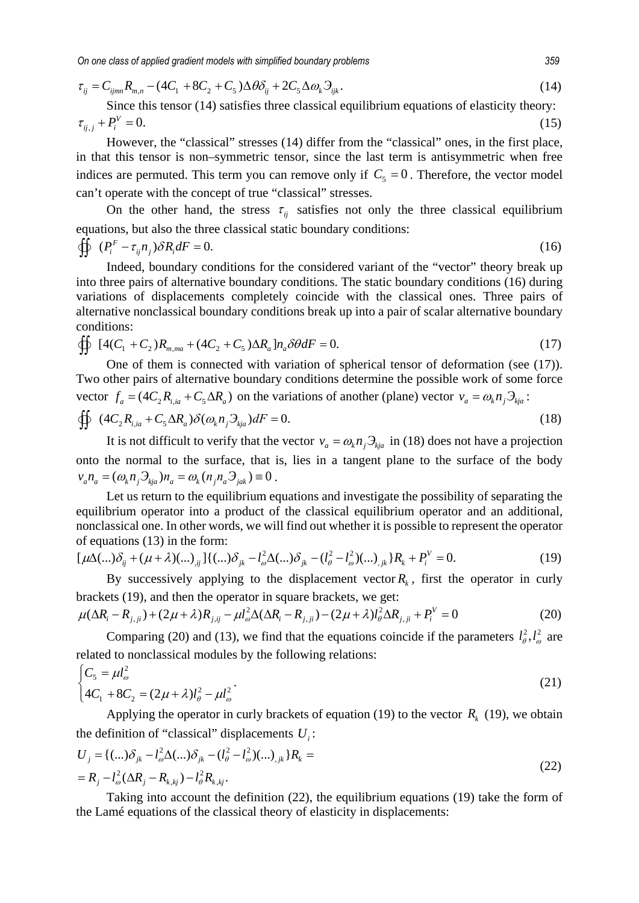$$\tau_{ij} = C_{ijmn} R_{m,n} - (4C_1 + 8C_2 + C_5)\Delta\theta\delta_{ij} + 2C_5 \Delta\omega_k \Im_{ijk}. \tag{14}$$

Since this tensor (14) satisfies three classical equilibrium equations of elasticity theory:

$$\tau_{ij,j} + P_i^V = 0. \tag{15}$$

However, the "classical" stresses (14) differ from the "classical" ones, in the first place, in that this tensor is non–symmetric tensor, since the last term is antisymmetric when free indices are permuted. This term you can remove only if $C_5 = 0$. Therefore, the vector model can't operate with the concept of true "classical" stresses.

On the other hand, the stress $\tau_{ij}$ satisfies not only the three classical equilibrium equations, but also the three classical static boundary conditions:

$$\oiint (P_i^F - \tau_{ij} n_j)\delta R_i dF = 0. \tag{16}$$

Indeed, boundary conditions for the considered variant of the "vector" theory break up into three pairs of alternative boundary conditions. The static boundary conditions (16) during variations of displacements completely coincide with the classical ones. Three pairs of alternative nonclassical boundary conditions break up into a pair of scalar alternative boundary conditions:

$$\oiint [4(C_1 + C_2) R_{m,ma} + (4C_2 + C_5)\Delta R_a] n_a \delta\theta dF = 0. \tag{17}$$

One of them is connected with variation of spherical tensor of deformation (see (17)). Two other pairs of alternative boundary conditions determine the possible work of some force vector $f_a = (4C_2 R_{i,ia} + C_5 \Delta R_a)$ on the variations of another (plane) vector $v_a = \omega_k n_j \Im_{kja}$:

$$\oiint (4C_2 R_{i,ia} + C_5 \Delta R_a)\delta(\omega_k n_j \Im_{kja}) dF = 0. \tag{18}$$

It is not difficult to verify that the vector $v_a = \omega_k n_j \Im_{kja}$ in (18) does not have a projection onto the normal to the surface, that is, lies in a tangent plane to the surface of the body $v_a n_a = (\omega_k n_j \Im_{kja}) n_a = \omega_k (n_j n_a \Im_{jak}) \equiv 0$.

Let us return to the equilibrium equations and investigate the possibility of separating the equilibrium operator into a product of the classical equilibrium operator and an additional, nonclassical one. In other words, we will find out whether it is possible to represent the operator of equations (13) in the form:

$$[\mu\Delta(...)\delta_{ij} + (\mu + \lambda)(...)_{,ij}]\{(...)\delta_{jk} - l_\omega^2 \Delta(...)\delta_{jk} - (l_\theta^2 - l_\omega^2)(...)_{,jk}\} R_k + P_i^V = 0. \tag{19}$$

By successively applying to the displacement vector $R_k$, first the operator in curly brackets (19), and then the operator in square brackets, we get:

$$\mu(\Delta R_i - R_{j,ji}) + (2\mu + \lambda) R_{j,ij} - \mu l_\omega^2 \Delta(\Delta R_i - R_{j,ji}) - (2\mu + \lambda) l_\theta^2 \Delta R_{j,ji} + P_i^V = 0 \tag{20}$$

Comparing (20) and (13), we find that the equations coincide if the parameters $l_\theta^2, l_\omega^2$ are related to nonclassical modules by the following relations:

$$\begin{cases} C_5 = \mu l_\omega^2 \\ 4C_1 + 8C_2 = (2\mu + \lambda) l_\theta^2 - \mu l_\omega^2 \end{cases}. \tag{21}$$

Applying the operator in curly brackets of equation (19) to the vector $R_k$ (19), we obtain the definition of "classical" displacements $U_i$:

$$\begin{aligned} U_j &= \{(...)\delta_{jk} - l_\omega^2 \Delta(...)\delta_{jk} - (l_\theta^2 - l_\omega^2)(...)_{,jk}\} R_k = \\ &= R_j - l_\omega^2 (\Delta R_j - R_{k,kj}) - l_\theta^2 R_{k,kj}. \end{aligned} \tag{22}$$

Taking into account the definition (22), the equilibrium equations (19) take the form of the Lamé equations of the classical theory of elasticity in displacements: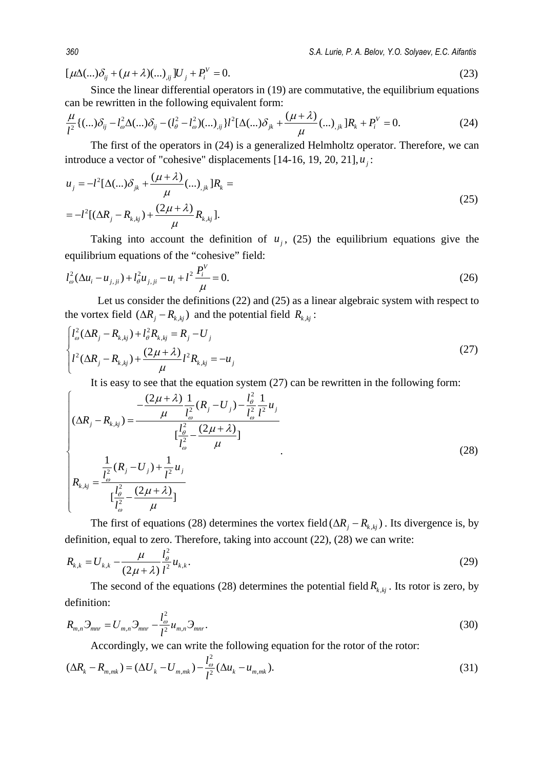$$[\mu\Delta(...)\delta_{ij} + (\mu+\lambda)(...)_{,ij}]U_j + P_i^V = 0. \tag{23}$$

Since the linear differential operators in (19) are commutative, the equilibrium equations can be rewritten in the following equivalent form:

$$\frac{\mu}{l^2}\{(...)\delta_{ij} - l_\omega^2\Delta(...)\delta_{ij} - (l_\theta^2 - l_\omega^2)(...)_{,ij}\}l^2[\Delta(...)\delta_{jk} + \frac{(\mu+\lambda)}{\mu}(...)_{,jk}]R_k + P_i^V = 0. \tag{24}$$

The first of the operators in (24) is a generalized Helmholtz operator. Therefore, we can introduce a vector of "cohesive" displacements [14-16, 19, 20, 21], $u_j$:

$$\begin{aligned} u_j &= -l^2[\Delta(...)\delta_{jk} + \frac{(\mu+\lambda)}{\mu}(...)_{,jk}]R_k = \\ &= -l^2[(\Delta R_j - R_{k,kj}) + \frac{(2\mu+\lambda)}{\mu}R_{k,kj}]. \end{aligned} \tag{25}$$

Taking into account the definition of $u_j$, (25) the equilibrium equations give the equilibrium equations of the "cohesive" field:

$$l_\omega^2(\Delta u_i - u_{j,ji}) + l_\theta^2 u_{j,ji} - u_i + l^2\frac{P_i^V}{\mu} = 0. \tag{26}$$

Let us consider the definitions (22) and (25) as a linear algebraic system with respect to the vortex field $(\Delta R_j - R_{k,kj})$ and the potential field $R_{k,kj}$:

$$\begin{cases} l_\omega^2(\Delta R_j - R_{k,kj}) + l_\theta^2 R_{k,kj} = R_j - U_j \\ l^2(\Delta R_j - R_{k,kj}) + \dfrac{(2\mu+\lambda)}{\mu}l^2 R_{k,kj} = -u_j \end{cases} \tag{27}$$

It is easy to see that the equation system (27) can be rewritten in the following form:

$$\begin{cases} (\Delta R_j - R_{k,kj}) = \dfrac{-\dfrac{(2\mu+\lambda)}{\mu}\dfrac{1}{l_\omega^2}(R_j - U_j) - \dfrac{l_\theta^2}{l_\omega^2}\dfrac{1}{l^2}u_j}{[\dfrac{l_\theta^2}{l_\omega^2} - \dfrac{(2\mu+\lambda)}{\mu}]} \\ R_{k,kj} = \dfrac{\dfrac{1}{l_\omega^2}(R_j - U_j) + \dfrac{1}{l^2}u_j}{[\dfrac{l_\theta^2}{l_\omega^2} - \dfrac{(2\mu+\lambda)}{\mu}]} \end{cases}. \tag{28}$$

The first of equations (28) determines the vortex field $(\Delta R_j - R_{k,kj})$. Its divergence is, by definition, equal to zero. Therefore, taking into account (22), (28) we can write:

$$R_{k,k} = U_{k,k} - \frac{\mu}{(2\mu+\lambda)}\frac{l_\theta^2}{l^2}u_{k,k}. \tag{29}$$

The second of the equations (28) determines the potential field $R_{k,kj}$. Its rotor is zero, by definition:

$$R_{m,n}\mathcal{Э}_{mnr} = U_{m,n}\mathcal{Э}_{mnr} - \frac{l_\omega^2}{l^2}u_{m,n}\mathcal{Э}_{mnr}. \tag{30}$$

Accordingly, we can write the following equation for the rotor of the rotor:

$$(\Delta R_k - R_{m,mk}) = (\Delta U_k - U_{m,mk}) - \frac{l_\omega^2}{l^2}(\Delta u_k - u_{m,mk}). \tag{31}$$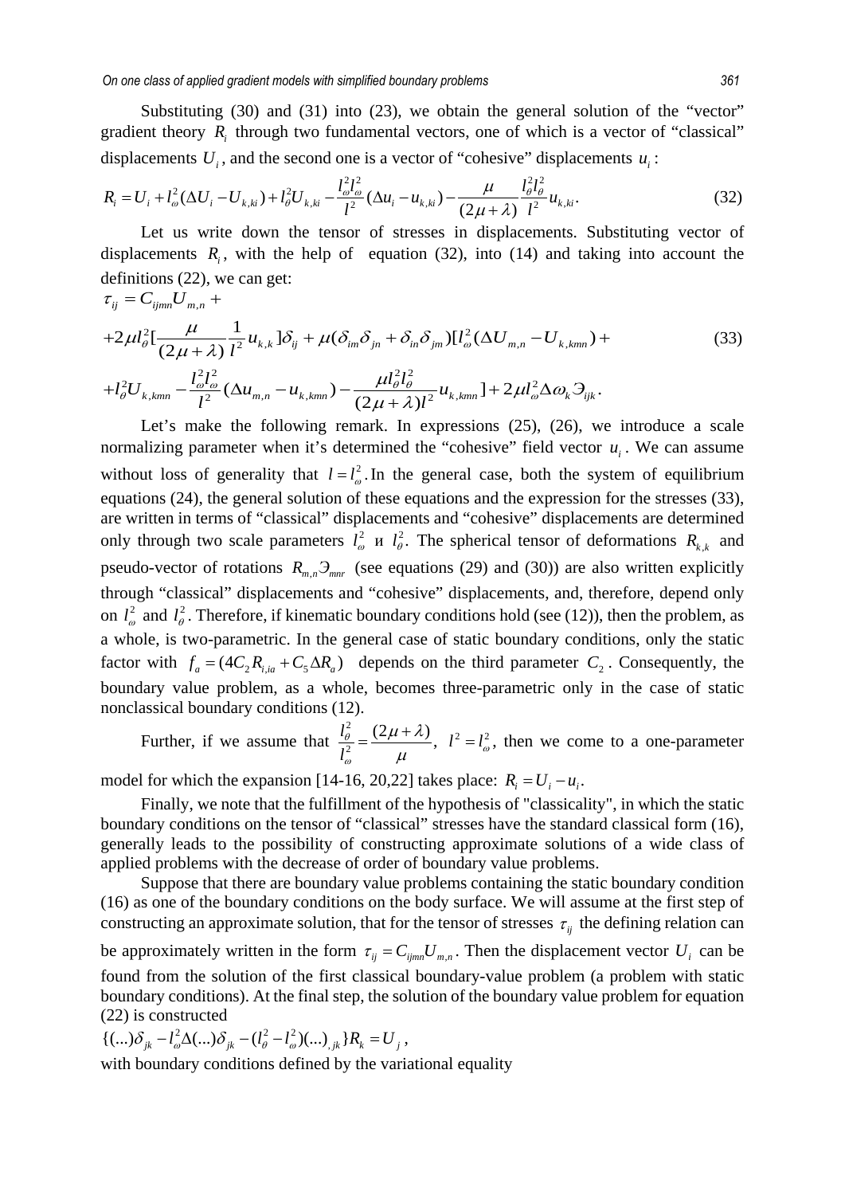Substituting (30) and (31) into (23), we obtain the general solution of the "vector" gradient theory $R_i$ through two fundamental vectors, one of which is a vector of "classical" displacements $U_i$, and the second one is a vector of "cohesive" displacements $u_i$:

$$R_i = U_i + l_\omega^2(\Delta U_i - U_{k,ki}) + l_\theta^2 U_{k,ki} - \frac{l_\omega^2 l_\omega^2}{l^2}(\Delta u_i - u_{k,ki}) - \frac{\mu}{(2\mu+\lambda)}\frac{l_\theta^2 l_\theta^2}{l^2}u_{k,ki}. \tag{32}$$

Let us write down the tensor of stresses in displacements. Substituting vector of displacements $R_i$, with the help of equation (32), into (14) and taking into account the definitions (22), we can get:

$$\begin{aligned}
\tau_{ij} &= C_{ijmn}U_{m,n} + \\
&+2\mu l_\theta^2\left[\frac{\mu}{(2\mu+\lambda)}\frac{1}{l^2}u_{k,k}\right]\delta_{ij} + \mu(\delta_{im}\delta_{jn}+\delta_{in}\delta_{jm})[l_\omega^2(\Delta U_{m,n} - U_{k,kmn}) + \\
&+l_\theta^2 U_{k,kmn} - \frac{l_\omega^2 l_\omega^2}{l^2}(\Delta u_{m,n} - u_{k,kmn}) - \frac{\mu l_\theta^2 l_\theta^2}{(2\mu+\lambda)l^2}u_{k,kmn}] + 2\mu l_\omega^2 \Delta\omega_k Э_{ijk}.
\end{aligned} \tag{33}$$

Let's make the following remark. In expressions (25), (26), we introduce a scale normalizing parameter when it's determined the "cohesive" field vector $u_i$. We can assume without loss of generality that $l = l_\omega^2$. In the general case, both the system of equilibrium equations (24), the general solution of these equations and the expression for the stresses (33), are written in terms of "classical" displacements and "cohesive" displacements are determined only through two scale parameters $l_\omega^2$ и $l_\theta^2$. The spherical tensor of deformations $R_{k,k}$ and pseudo-vector of rotations $R_{m,n}Э_{mnr}$ (see equations (29) and (30)) are also written explicitly through "classical" displacements and "cohesive" displacements, and, therefore, depend only on $l_\omega^2$ and $l_\theta^2$. Therefore, if kinematic boundary conditions hold (see (12)), then the problem, as a whole, is two-parametric. In the general case of static boundary conditions, only the static factor with $f_a = (4C_2 R_{i,ia} + C_5 \Delta R_a)$ depends on the third parameter $C_2$. Consequently, the boundary value problem, as a whole, becomes three-parametric only in the case of static nonclassical boundary conditions (12).

Further, if we assume that $\dfrac{l_\theta^2}{l_\omega^2} = \dfrac{(2\mu+\lambda)}{\mu}$, $l^2 = l_\omega^2$, then we come to a one-parameter model for which the expansion [14-16, 20,22] takes place: $R_i = U_i - u_i$.

Finally, we note that the fulfillment of the hypothesis of "classicality", in which the static boundary conditions on the tensor of "classical" stresses have the standard classical form (16), generally leads to the possibility of constructing approximate solutions of a wide class of applied problems with the decrease of order of boundary value problems.

Suppose that there are boundary value problems containing the static boundary condition (16) as one of the boundary conditions on the body surface. We will assume at the first step of constructing an approximate solution, that for the tensor of stresses $\tau_{ij}$ the defining relation can be approximately written in the form $\tau_{ij} = C_{ijmn}U_{m,n}$. Then the displacement vector $U_i$ can be found from the solution of the first classical boundary-value problem (a problem with static boundary conditions). At the final step, the solution of the boundary value problem for equation (22) is constructed

$$\{(...)\delta_{jk} - l_\omega^2\Delta(...)\delta_{jk} - (l_\theta^2 - l_\omega^2)(...)_{,jk}\}R_k = U_j,$$

with boundary conditions defined by the variational equality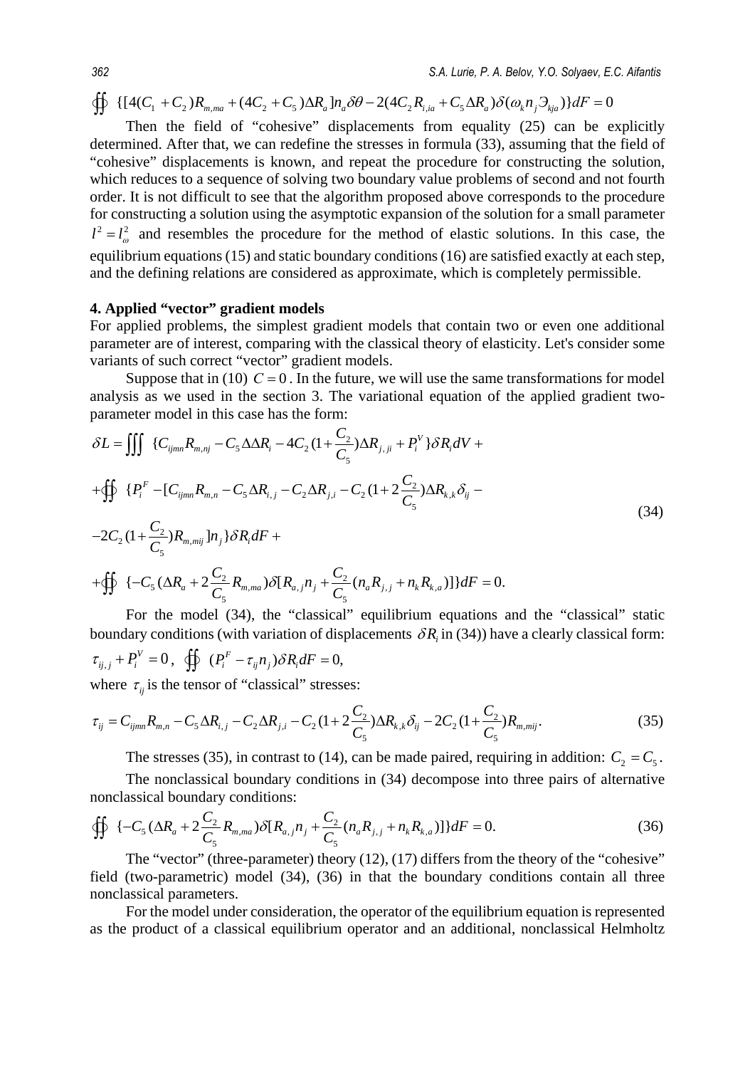$$\oiint \{[4(C_1+C_2)R_{m,ma}+(4C_2+C_5)\Delta R_a]n_a\delta\theta-2(4C_2R_{i,ia}+C_5\Delta R_a)\delta(\omega_k n_j Э_{kja})\}dF=0$$

Then the field of "cohesive" displacements from equality (25) can be explicitly determined. After that, we can redefine the stresses in formula (33), assuming that the field of "cohesive" displacements is known, and repeat the procedure for constructing the solution, which reduces to a sequence of solving two boundary value problems of second and not fourth order. It is not difficult to see that the algorithm proposed above corresponds to the procedure for constructing a solution using the asymptotic expansion of the solution for a small parameter $l^2=l_\omega^2$ and resembles the procedure for the method of elastic solutions. In this case, the equilibrium equations (15) and static boundary conditions (16) are satisfied exactly at each step, and the defining relations are considered as approximate, which is completely permissible.

## 4. Applied "vector" gradient models

For applied problems, the simplest gradient models that contain two or even one additional parameter are of interest, comparing with the classical theory of elasticity. Let's consider some variants of such correct "vector" gradient models.

Suppose that in (10) $C=0$. In the future, we will use the same transformations for model analysis as we used in the section 3. The variational equation of the applied gradient two-parameter model in this case has the form:

$$\begin{aligned}
\delta L=&\iiint \{C_{ijmn}R_{m,nj}-C_5\Delta\Delta R_i-4C_2(1+\frac{C_2}{C_5})\Delta R_{j,ji}+P_i^V\}\delta R_i dV+\\
&+\oiint \{P_i^F-[C_{ijmn}R_{m,n}-C_5\Delta R_{i,j}-C_2\Delta R_{j,i}-C_2(1+2\frac{C_2}{C_5})\Delta R_{k,k}\delta_{ij}-\\
&-2C_2(1+\frac{C_2}{C_5})R_{m,mij}]n_j\}\delta R_i dF+\\
&+\oiint \{-C_5(\Delta R_a+2\frac{C_2}{C_5}R_{m,ma})\delta[R_{a,j}n_j+\frac{C_2}{C_5}(n_aR_{j,j}+n_kR_{k,a})]\}dF=0.
\end{aligned}\tag{34}$$

For the model (34), the "classical" equilibrium equations and the "classical" static boundary conditions (with variation of displacements $\delta R_i$ in (34)) have a clearly classical form:

$\tau_{ij,j}+P_i^V=0$, $\oiint (P_i^F-\tau_{ij}n_j)\delta R_i dF=0,$

where $\tau_{ij}$ is the tensor of "classical" stresses:

$$\tau_{ij}=C_{ijmn}R_{m,n}-C_5\Delta R_{i,j}-C_2\Delta R_{j,i}-C_2(1+2\frac{C_2}{C_5})\Delta R_{k,k}\delta_{ij}-2C_2(1+\frac{C_2}{C_5})R_{m,mij}.\tag{35}$$

The stresses (35), in contrast to (14), can be made paired, requiring in addition: $C_2=C_5$.

The nonclassical boundary conditions in (34) decompose into three pairs of alternative nonclassical boundary conditions:

$$\oiint \{-C_5(\Delta R_a+2\frac{C_2}{C_5}R_{m,ma})\delta[R_{a,j}n_j+\frac{C_2}{C_5}(n_aR_{j,j}+n_kR_{k,a})]\}dF=0.\tag{36}$$

The "vector" (three-parameter) theory (12), (17) differs from the theory of the "cohesive" field (two-parametric) model (34), (36) in that the boundary conditions contain all three nonclassical parameters.

For the model under consideration, the operator of the equilibrium equation is represented as the product of a classical equilibrium operator and an additional, nonclassical Helmholtz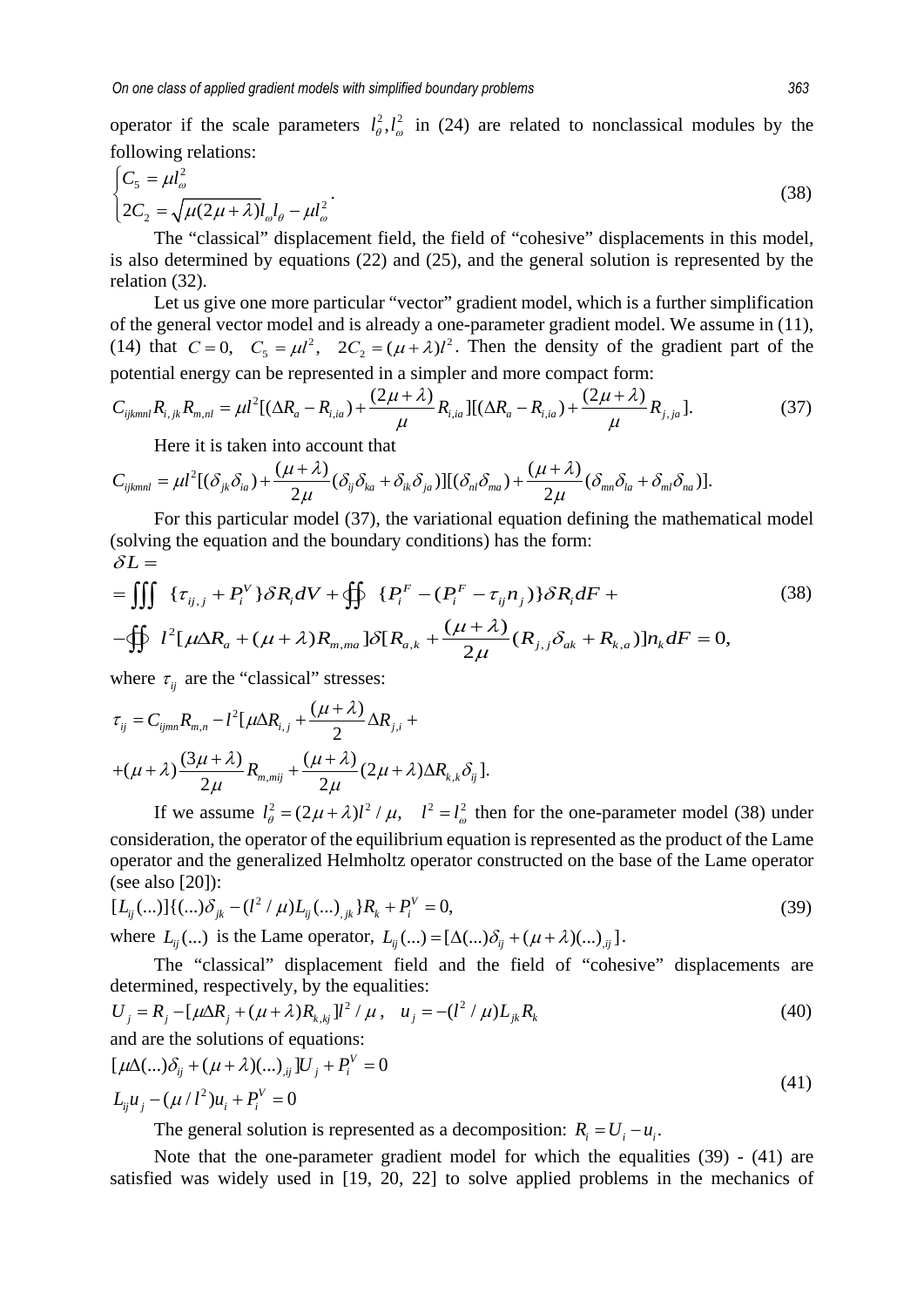operator if the scale parameters $l_\theta^2, l_\omega^2$ in (24) are related to nonclassical modules by the following relations:

$$\begin{cases} C_5 = \mu l_\omega^2 \\ 2C_2 = \sqrt{\mu(2\mu+\lambda)} l_\omega l_\theta - \mu l_\omega^2 \end{cases}. \tag{38}$$

The "classical" displacement field, the field of "cohesive" displacements in this model, is also determined by equations (22) and (25), and the general solution is represented by the relation (32).

Let us give one more particular "vector" gradient model, which is a further simplification of the general vector model and is already a one-parameter gradient model. We assume in (11), (14) that $C = 0$, $C_5 = \mu l^2$, $2C_2 = (\mu+\lambda) l^2$. Then the density of the gradient part of the potential energy can be represented in a simpler and more compact form:

$$C_{ijkmnl} R_{i,jk} R_{m,nl} = \mu l^2 [(\Delta R_a - R_{i,ia}) + \frac{(2\mu+\lambda)}{\mu} R_{i,ia}][(\Delta R_a - R_{i,ia}) + \frac{(2\mu+\lambda)}{\mu} R_{j,ja}]. \tag{37}$$

Here it is taken into account that

$$C_{ijkmnl} = \mu l^2 [(\delta_{jk}\delta_{ia}) + \frac{(\mu+\lambda)}{2\mu}(\delta_{ij}\delta_{ka} + \delta_{ik}\delta_{ja})][(\delta_{nl}\delta_{ma}) + \frac{(\mu+\lambda)}{2\mu}(\delta_{mn}\delta_{la} + \delta_{ml}\delta_{na})].$$

For this particular model (37), the variational equation defining the mathematical model (solving the equation and the boundary conditions) has the form:

$$\begin{aligned} \delta L = \\ = \iiint \{\tau_{ij,j} + P_i^V\}\delta R_i dV + \oint\!\!\oint \{P_i^F - (P_i^F - \tau_{ij} n_j)\}\delta R_i dF + \\ - \oint\!\!\oint l^2 [\mu \Delta R_a + (\mu+\lambda) R_{m,ma}] \delta [R_{a,k} + \frac{(\mu+\lambda)}{2\mu}(R_{j,j}\delta_{ak} + R_{k,a})] n_k dF = 0, \end{aligned} \tag{38}$$

where $\tau_{ij}$ are the "classical" stresses:

$$\begin{aligned} \tau_{ij} = C_{ijmn} R_{m,n} - l^2 [\mu \Delta R_{i,j} + \frac{(\mu+\lambda)}{2} \Delta R_{j,i} + \\ + (\mu+\lambda) \frac{(3\mu+\lambda)}{2\mu} R_{m,mij} + \frac{(\mu+\lambda)}{2\mu}(2\mu+\lambda) \Delta R_{k,k} \delta_{ij}]. \end{aligned}$$

If we assume $l_\theta^2 = (2\mu+\lambda) l^2 / \mu$, $l^2 = l_\omega^2$ then for the one-parameter model (38) under consideration, the operator of the equilibrium equation is represented as the product of the Lame operator and the generalized Helmholtz operator constructed on the base of the Lame operator (see also [20]):

$$[L_{ij}(...)]\{(...)\delta_{jk} - (l^2/\mu) L_{ij}(...)_{,jk}\} R_k + P_i^V = 0, \tag{39}$$

where $L_{ij}(...)$ is the Lame operator, $L_{ij}(...) = [\Delta(...)\delta_{ij} + (\mu+\lambda)(...)_{,ij}]$.

The "classical" displacement field and the field of "cohesive" displacements are determined, respectively, by the equalities:

$$U_j = R_j - [\mu \Delta R_j + (\mu+\lambda) R_{k,kj}] l^2/\mu, \quad u_j = -(l^2/\mu) L_{jk} R_k \tag{40}$$

and are the solutions of equations:

$$\begin{aligned} [\mu\Delta(...)\delta_{ij} + (\mu+\lambda)(...)_{,ij}] U_j + P_i^V = 0 \\ L_{ij} u_j - (\mu/l^2) u_i + P_i^V = 0 \end{aligned} \tag{41}$$

The general solution is represented as a decomposition: $R_i = U_i - u_i$.

Note that the one-parameter gradient model for which the equalities (39) - (41) are satisfied was widely used in [19, 20, 22] to solve applied problems in the mechanics of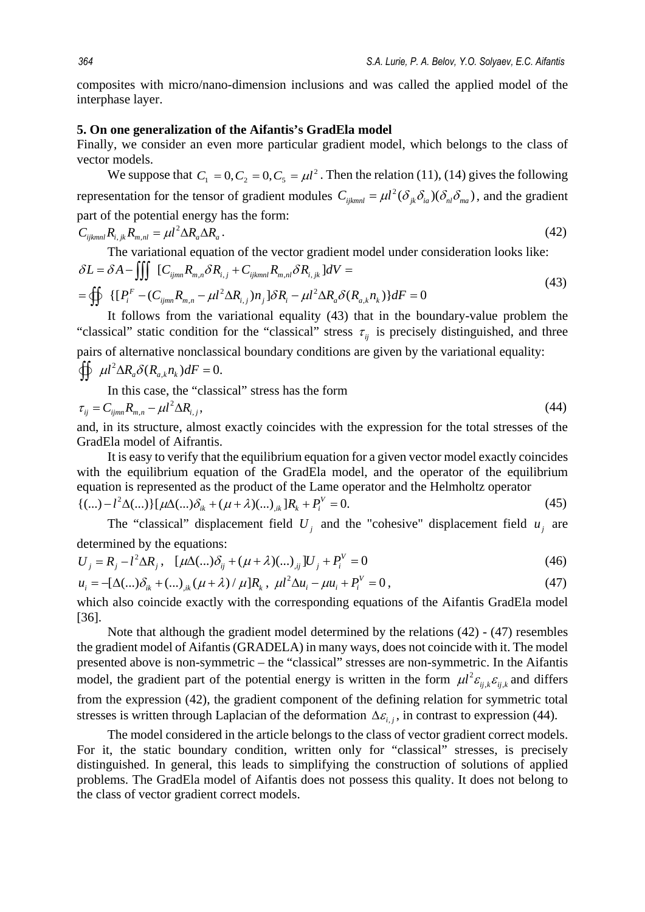composites with micro/nano-dimension inclusions and was called the applied model of the interphase layer.

**5. On one generalization of the Aifantis's GradEla model**

Finally, we consider an even more particular gradient model, which belongs to the class of vector models.

We suppose that $C_1 = 0, C_2 = 0, C_5 = \mu l^2$. Then the relation (11), (14) gives the following representation for the tensor of gradient modules $C_{ijkmnl} = \mu l^2 (\delta_{jk}\delta_{ia})(\delta_{nl}\delta_{ma})$, and the gradient part of the potential energy has the form:

$$C_{ijkmnl} R_{i,jk} R_{m,nl} = \mu l^2 \Delta R_a \Delta R_a . \tag{42}$$

The variational equation of the vector gradient model under consideration looks like:

$$\begin{aligned} \delta L = \delta A - \iiint [C_{ijmn} R_{m,n} \delta R_{i,j} + C_{ijkmnl} R_{m,nl} \delta R_{i,jk}] dV = \\ = \oiint \{ [P_i^F - (C_{ijmn} R_{m,n} - \mu l^2 \Delta R_{i,j}) n_j ] \delta R_i - \mu l^2 \Delta R_a \delta (R_{a,k} n_k) \} dF = 0 \end{aligned} \tag{43}$$

It follows from the variational equality (43) that in the boundary-value problem the "classical" static condition for the "classical" stress $\tau_{ij}$ is precisely distinguished, and three pairs of alternative nonclassical boundary conditions are given by the variational equality: $\oiint \mu l^2 \Delta R_a \delta (R_{a,k} n_k) dF = 0.$

In this case, the "classical" stress has the form

$$\tau_{ij} = C_{ijmn} R_{m,n} - \mu l^2 \Delta R_{i,j} , \tag{44}$$

and, in its structure, almost exactly coincides with the expression for the total stresses of the GradEla model of Aifrantis.

It is easy to verify that the equilibrium equation for a given vector model exactly coincides with the equilibrium equation of the GradEla model, and the operator of the equilibrium equation is represented as the product of the Lame operator and the Helmholtz operator

$$\{(...) - l^2 \Delta (...)\} [\mu \Delta (...) \delta_{ik} + (\mu + \lambda)(...)_{,ik} ] R_k + P_i^V = 0. \tag{45}$$

The "classical" displacement field $U_j$ and the "cohesive" displacement field $u_j$ are determined by the equations:

$$U_j = R_j - l^2 \Delta R_j , \quad [\mu \Delta (...) \delta_{ij} + (\mu + \lambda)(...)_{,ij} ] U_j + P_i^V = 0 \tag{46}$$

$$u_i = -[\Delta (...) \delta_{ik} + (...)_{,ik} (\mu + \lambda) / \mu ] R_k , \quad \mu l^2 \Delta u_i - \mu u_i + P_i^V = 0 , \tag{47}$$

which also coincide exactly with the corresponding equations of the Aifantis GradEla model [36].

Note that although the gradient model determined by the relations (42) - (47) resembles the gradient model of Aifantis (GRADELA) in many ways, does not coincide with it. The model presented above is non-symmetric – the "classical" stresses are non-symmetric. In the Aifantis model, the gradient part of the potential energy is written in the form $\mu l^2 \varepsilon_{ij,k} \varepsilon_{ij,k}$ and differs from the expression (42), the gradient component of the defining relation for symmetric total stresses is written through Laplacian of the deformation $\Delta \varepsilon_{i,j}$, in contrast to expression (44).

The model considered in the article belongs to the class of vector gradient correct models. For it, the static boundary condition, written only for "classical" stresses, is precisely distinguished. In general, this leads to simplifying the construction of solutions of applied problems. The GradEla model of Aifantis does not possess this quality. It does not belong to the class of vector gradient correct models.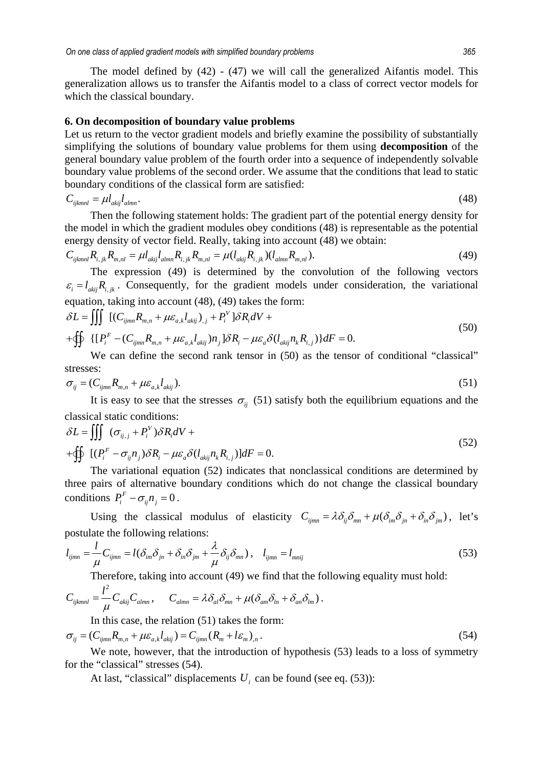The model defined by (42) - (47) we will call the generalized Aifantis model. This generalization allows us to transfer the Aifantis model to a class of correct vector models for which the classical boundary.

### 6. On decomposition of boundary value problems

Let us return to the vector gradient models and briefly examine the possibility of substantially simplifying the solutions of boundary value problems for them using **decomposition** of the general boundary value problem of the fourth order into a sequence of independently solvable boundary value problems of the second order. We assume that the conditions that lead to static boundary conditions of the classical form are satisfied:

$$C_{ijkmnl} = \mu l_{akij} l_{almn}. \tag{48}$$

Then the following statement holds: The gradient part of the potential energy density for the model in which the gradient modules obey conditions (48) is representable as the potential energy density of vector field. Really, taking into account (48) we obtain:

$$C_{ijkmnl} R_{i,jk} R_{m,nl} = \mu l_{akij} l_{almn} R_{i,jk} R_{m,nl} = \mu (l_{akij} R_{i,jk})(l_{almn} R_{m,nl}). \tag{49}$$

The expression (49) is determined by the convolution of the following vectors $\varepsilon_i = l_{akij} R_{i,jk}$. Consequently, for the gradient models under consideration, the variational equation, taking into account (48), (49) takes the form:

$$\begin{aligned} \delta L = & \iiint [(C_{ijmn} R_{m,n} + \mu \varepsilon_{a,k} l_{akij})_{,j} + P_i^V ] \delta R_i dV + \\ & + \oiint \{ [P_i^F - (C_{ijmn} R_{m,n} + \mu \varepsilon_{a,k} l_{akij}) n_j ] \delta R_i - \mu \varepsilon_a \delta (l_{akij} n_k R_{i,j}) \} dF = 0. \end{aligned} \tag{50}$$

We can define the second rank tensor in (50) as the tensor of conditional "classical" stresses:

$$\sigma_{ij} = (C_{ijmn} R_{m,n} + \mu \varepsilon_{a,k} l_{akij}). \tag{51}$$

It is easy to see that the stresses $\sigma_{ij}$ (51) satisfy both the equilibrium equations and the classical static conditions:

$$\begin{aligned} \delta L = & \iiint (\sigma_{ij,j} + P_i^V) \delta R_i dV + \\ & + \oiint [(P_i^F - \sigma_{ij} n_j) \delta R_i - \mu \varepsilon_a \delta (l_{akij} n_k R_{i,j})] dF = 0. \end{aligned} \tag{52}$$

The variational equation (52) indicates that nonclassical conditions are determined by three pairs of alternative boundary conditions which do not change the classical boundary conditions $P_i^F - \sigma_{ij} n_j = 0$.

Using the classical modulus of elasticity $C_{ijmn} = \lambda \delta_{ij} \delta_{mn} + \mu (\delta_{im} \delta_{jn} + \delta_{in} \delta_{jm})$, let's postulate the following relations:

$$l_{ijmn} = \frac{l}{\mu} C_{ijmn} = l (\delta_{im} \delta_{jn} + \delta_{in} \delta_{jm} + \frac{\lambda}{\mu} \delta_{ij} \delta_{mn}), \quad l_{ijmn} = l_{mnij} \tag{53}$$

Therefore, taking into account (49) we find that the following equality must hold:

$$C_{ijkmnl} = \frac{l^2}{\mu} C_{akij} C_{almn}, \qquad C_{almn} = \lambda \delta_{al} \delta_{mn} + \mu (\delta_{am} \delta_{ln} + \delta_{an} \delta_{lm}).$$

In this case, the relation (51) takes the form:

$$\sigma_{ij} = (C_{ijmn} R_{m,n} + \mu \varepsilon_{a,k} l_{akij}) = C_{ijmn} (R_m + l \varepsilon_m)_{,n}. \tag{54}$$

We note, however, that the introduction of hypothesis (53) leads to a loss of symmetry for the "classical" stresses (54).

At last, "classical" displacements $U_i$ can be found (see eq. (53)):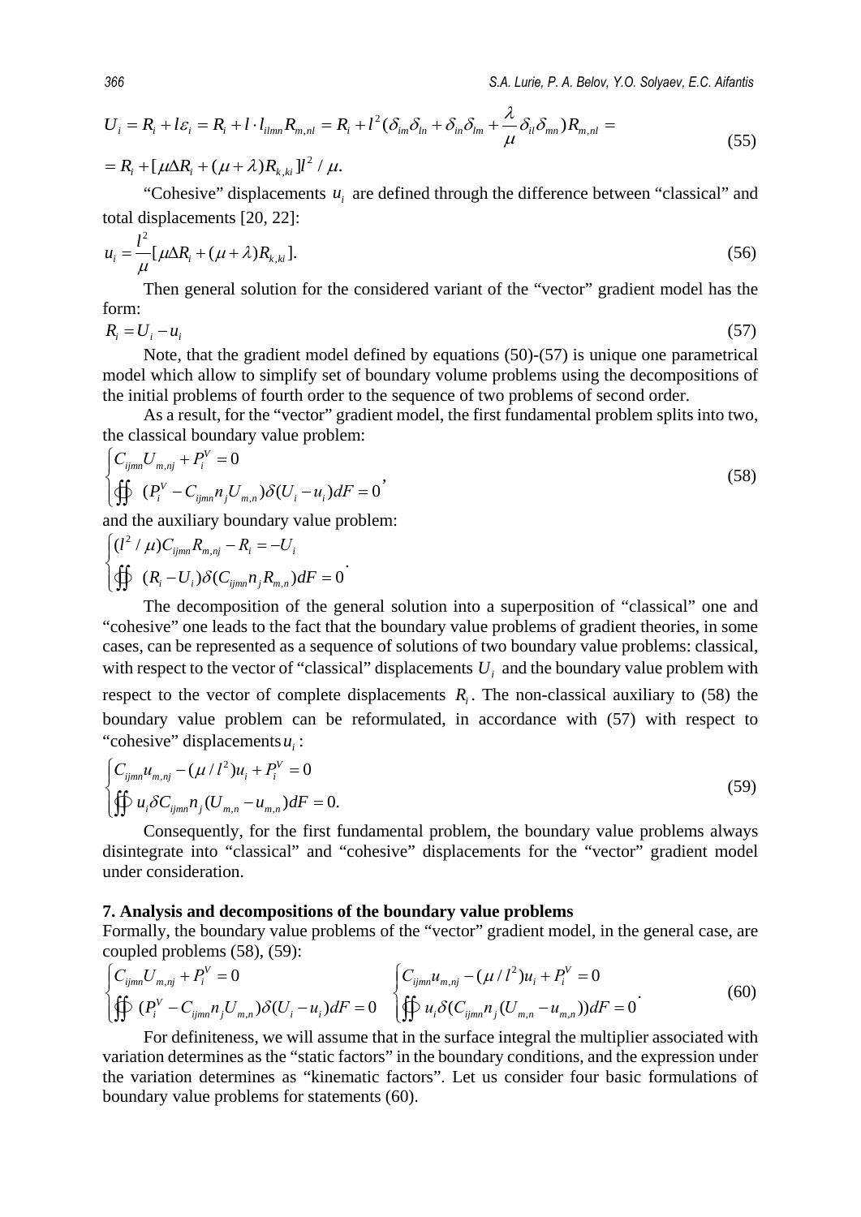$$
U_i = R_i + l\varepsilon_i = R_i + l \cdot l_{ilmn} R_{m,nl} = R_i + l^2(\delta_{im}\delta_{ln} + \delta_{in}\delta_{lm} + \frac{\lambda}{\mu}\delta_{il}\delta_{mn})R_{m,nl} =
$$

$$
= R_i + [\mu\Delta R_i + (\mu+\lambda)R_{k,ki}]l^2/\mu. \tag{55}
$$

"Cohesive" displacements $u_i$ are defined through the difference between "classical" and total displacements [20, 22]:

$$
u_i = \frac{l^2}{\mu}[\mu\Delta R_i + (\mu+\lambda)R_{k,ki}]. \tag{56}
$$

Then general solution for the considered variant of the "vector" gradient model has the form:

$$
R_i = U_i - u_i \tag{57}
$$

Note, that the gradient model defined by equations (50)-(57) is unique one parametrical model which allow to simplify set of boundary volume problems using the decompositions of the initial problems of fourth order to the sequence of two problems of second order.

As a result, for the "vector" gradient model, the first fundamental problem splits into two, the classical boundary value problem:

$$
\begin{cases} C_{ijmn}U_{m,nj} + P_i^V = 0 \\ \oiint (P_i^V - C_{ijmn}n_jU_{m,n})\delta(U_i - u_i)dF = 0 \end{cases}, \tag{58}
$$

and the auxiliary boundary value problem:

$$
\begin{cases} (l^2/\mu)C_{ijmn}R_{m,nj} - R_i = -U_i \\ \oiint (R_i - U_i)\delta(C_{ijmn}n_jR_{m,n})dF = 0 \end{cases}.
$$

The decomposition of the general solution into a superposition of "classical" one and "cohesive" one leads to the fact that the boundary value problems of gradient theories, in some cases, can be represented as a sequence of solutions of two boundary value problems: classical, with respect to the vector of "classical" displacements $U_i$ and the boundary value problem with respect to the vector of complete displacements $R_i$. The non-classical auxiliary to (58) the boundary value problem can be reformulated, in accordance with (57) with respect to "cohesive" displacements $u_i$:

$$
\begin{cases} C_{ijmn}u_{m,nj} - (\mu/l^2)u_i + P_i^V = 0 \\ \oiint u_i\delta C_{ijmn}n_j(U_{m,n} - u_{m,n})dF = 0. \end{cases} \tag{59}
$$

Consequently, for the first fundamental problem, the boundary value problems always disintegrate into "classical" and "cohesive" displacements for the "vector" gradient model under consideration.

## 7. Analysis and decompositions of the boundary value problems

Formally, the boundary value problems of the "vector" gradient model, in the general case, are coupled problems (58), (59):

$$
\begin{cases} C_{ijmn}U_{m,nj} + P_i^V = 0 \\ \oiint (P_i^V - C_{ijmn}n_jU_{m,n})\delta(U_i - u_i)dF = 0 \end{cases} \quad \begin{cases} C_{ijmn}u_{m,nj} - (\mu/l^2)u_i + P_i^V = 0 \\ \oiint u_i\delta(C_{ijmn}n_j(U_{m,n} - u_{m,n}))dF = 0 \end{cases}. \tag{60}
$$

For definiteness, we will assume that in the surface integral the multiplier associated with variation determines as the "static factors" in the boundary conditions, and the expression under the variation determines as "kinematic factors". Let us consider four basic formulations of boundary value problems for statements (60).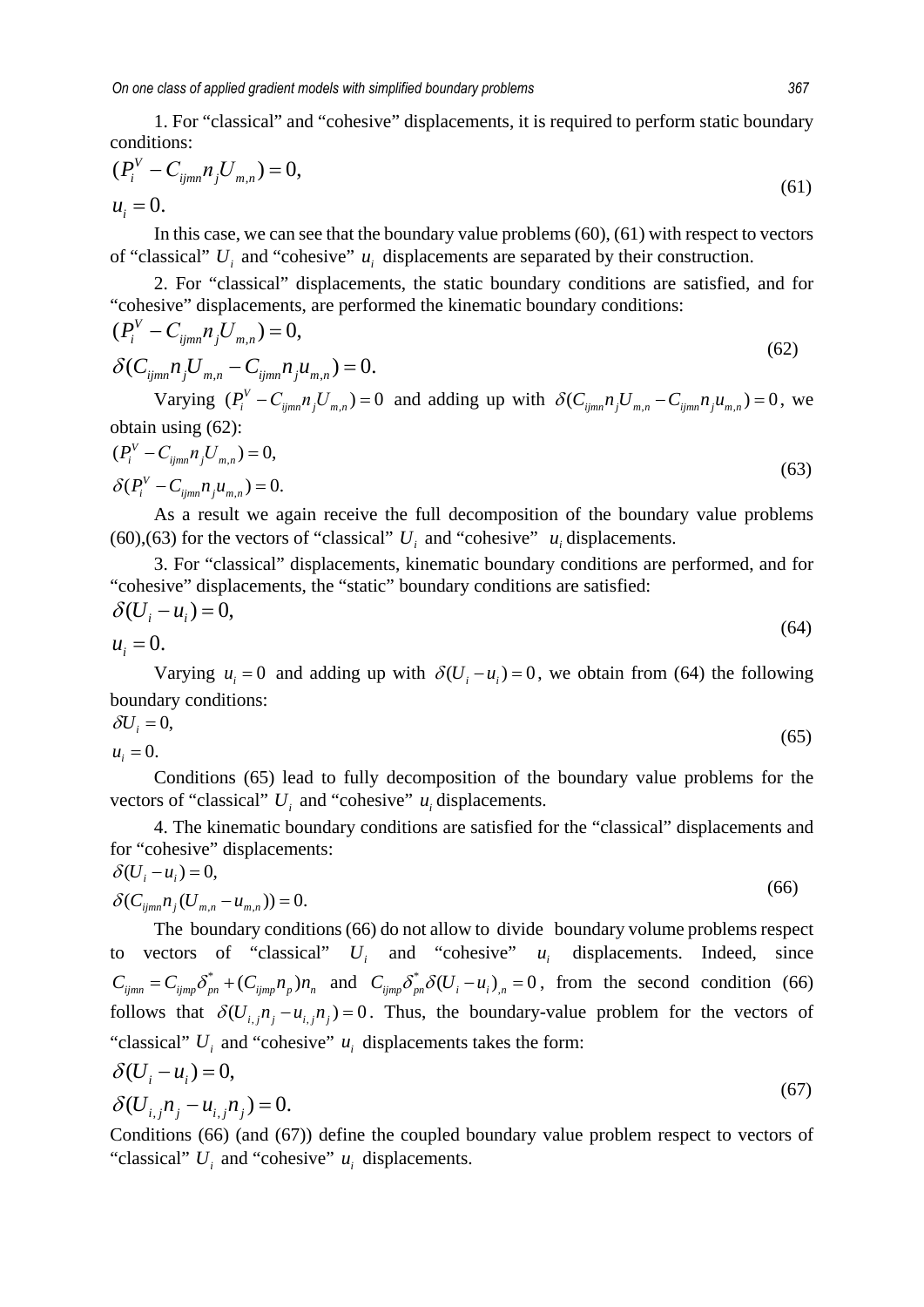1. For "classical" and "cohesive" displacements, it is required to perform static boundary conditions:

$$
\begin{aligned}
&(P_i^V - C_{ijmn} n_j U_{m,n}) = 0, \\
&u_i = 0.
\end{aligned}
\tag{61}
$$

In this case, we can see that the boundary value problems (60), (61) with respect to vectors of "classical" $U_i$ and "cohesive" $u_i$ displacements are separated by their construction.

2. For "classical" displacements, the static boundary conditions are satisfied, and for "cohesive" displacements, are performed the kinematic boundary conditions:

$$
\begin{aligned}
&(P_i^V - C_{ijmn} n_j U_{m,n}) = 0, \\
&\delta(C_{ijmn} n_j U_{m,n} - C_{ijmn} n_j u_{m,n}) = 0.
\end{aligned}
\tag{62}
$$

Varying $(P_i^V - C_{ijmn} n_j U_{m,n}) = 0$ and adding up with $\delta(C_{ijmn} n_j U_{m,n} - C_{ijmn} n_j u_{m,n}) = 0$, we obtain using (62):

$$
\begin{aligned}
&(P_i^V - C_{ijmn} n_j U_{m,n}) = 0, \\
&\delta(P_i^V - C_{ijmn} n_j u_{m,n}) = 0.
\end{aligned}
\tag{63}
$$

As a result we again receive the full decomposition of the boundary value problems (60),(63) for the vectors of "classical" $U_i$ and "cohesive" $u_i$ displacements.

3. For "classical" displacements, kinematic boundary conditions are performed, and for "cohesive" displacements, the "static" boundary conditions are satisfied:

$$
\begin{aligned}
&\delta(U_i - u_i) = 0, \\
&u_i = 0.
\end{aligned}
\tag{64}
$$

Varying $u_i = 0$ and adding up with $\delta(U_i - u_i) = 0$, we obtain from (64) the following boundary conditions:

$$
\begin{aligned}
&\delta U_i = 0, \\
&u_i = 0.
\end{aligned}
\tag{65}
$$

Conditions (65) lead to fully decomposition of the boundary value problems for the vectors of "classical" $U_i$ and "cohesive" $u_i$ displacements.

4. The kinematic boundary conditions are satisfied for the "classical" displacements and for "cohesive" displacements:

$$
\begin{aligned}
&\delta(U_i - u_i) = 0, \\
&\delta(C_{ijmn} n_j (U_{m,n} - u_{m,n})) = 0.
\end{aligned}
\tag{66}
$$

The boundary conditions (66) do not allow to divide boundary volume problems respect to vectors of "classical" $U_i$ and "cohesive" $u_i$ displacements. Indeed, since $C_{ijmn} = C_{ijmp}\delta^*_{pn} + (C_{ijmp} n_p) n_n$ and $C_{ijmp}\delta^*_{pn}\delta(U_i - u_i)_{,n} = 0$, from the second condition (66) follows that $\delta(U_{i,j} n_j - u_{i,j} n_j) = 0$. Thus, the boundary-value problem for the vectors of "classical" $U_i$ and "cohesive" $u_i$ displacements takes the form:

$$
\begin{aligned}
&\delta(U_i - u_i) = 0, \\
&\delta(U_{i,j} n_j - u_{i,j} n_j) = 0.
\end{aligned}
\tag{67}
$$

Conditions (66) (and (67)) define the coupled boundary value problem respect to vectors of "classical" $U_i$ and "cohesive" $u_i$ displacements.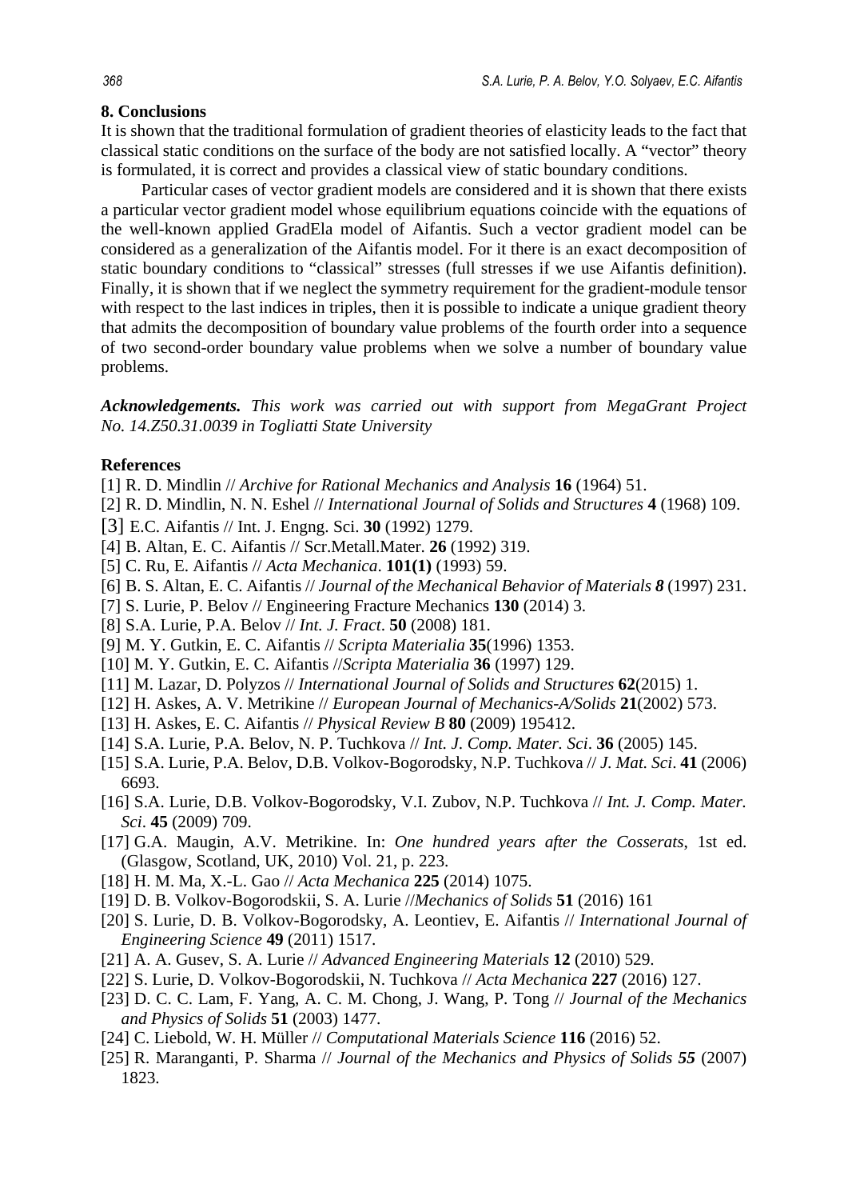## 8. Conclusions

It is shown that the traditional formulation of gradient theories of elasticity leads to the fact that classical static conditions on the surface of the body are not satisfied locally. A "vector" theory is formulated, it is correct and provides a classical view of static boundary conditions.

Particular cases of vector gradient models are considered and it is shown that there exists a particular vector gradient model whose equilibrium equations coincide with the equations of the well-known applied GradEla model of Aifantis. Such a vector gradient model can be considered as a generalization of the Aifantis model. For it there is an exact decomposition of static boundary conditions to "classical" stresses (full stresses if we use Aifantis definition). Finally, it is shown that if we neglect the symmetry requirement for the gradient-module tensor with respect to the last indices in triples, then it is possible to indicate a unique gradient theory that admits the decomposition of boundary value problems of the fourth order into a sequence of two second-order boundary value problems when we solve a number of boundary value problems.

***Acknowledgements.*** *This work was carried out with support from MegaGrant Project No. 14.Z50.31.0039 in Togliatti State University*

## References

[1] R. D. Mindlin // *Archive for Rational Mechanics and Analysis* **16** (1964) 51.

[2] R. D. Mindlin, N. N. Eshel // *International Journal of Solids and Structures* **4** (1968) 109.

[3] E.C. Aifantis // Int. J. Engng. Sci. **30** (1992) 1279.

[4] B. Altan, E. C. Aifantis // Scr.Metall.Mater. **26** (1992) 319.

[5] C. Ru, E. Aifantis // *Acta Mechanica*. **101(1)** (1993) 59.

[6] B. S. Altan, E. C. Aifantis // *Journal of the Mechanical Behavior of Materials* ***8*** (1997) 231.

[7] S. Lurie, P. Belov // Engineering Fracture Mechanics **130** (2014) 3.

[8] S.A. Lurie, P.A. Belov // *Int. J. Fract*. **50** (2008) 181.

[9] M. Y. Gutkin, E. C. Aifantis // *Scripta Materialia* **35**(1996) 1353.

[10] M. Y. Gutkin, E. C. Aifantis //*Scripta Materialia* **36** (1997) 129.

[11] M. Lazar, D. Polyzos // *International Journal of Solids and Structures* **62**(2015) 1.

[12] H. Askes, A. V. Metrikine // *European Journal of Mechanics-A/Solids* **21**(2002) 573.

[13] H. Askes, E. C. Aifantis // *Physical Review B* **80** (2009) 195412.

[14] S.A. Lurie, P.A. Belov, N. P. Tuchkova // *Int. J. Comp. Mater. Sci*. **36** (2005) 145.

[15] S.A. Lurie, P.A. Belov, D.B. Volkov-Bogorodsky, N.P. Tuchkova // *J. Mat. Sci*. **41** (2006) 6693.

[16] S.A. Lurie, D.B. Volkov-Bogorodsky, V.I. Zubov, N.P. Tuchkova // *Int. J. Comp. Mater. Sci*. **45** (2009) 709.

[17] G.A. Maugin, A.V. Metrikine. In: *One hundred years after the Cosserats*, 1st ed. (Glasgow, Scotland, UK, 2010) Vol. 21, p. 223.

[18] H. M. Ma, X.-L. Gao // *Acta Mechanica* **225** (2014) 1075.

[19] D. B. Volkov-Bogorodskii, S. A. Lurie //*Mechanics of Solids* **51** (2016) 161

[20] S. Lurie, D. B. Volkov-Bogorodsky, A. Leontiev, E. Aifantis // *International Journal of Engineering Science* **49** (2011) 1517.

[21] A. A. Gusev, S. A. Lurie // *Advanced Engineering Materials* **12** (2010) 529.

[22] S. Lurie, D. Volkov-Bogorodskii, N. Tuchkova // *Acta Mechanica* **227** (2016) 127.

[23] D. C. C. Lam, F. Yang, A. C. M. Chong, J. Wang, P. Tong // *Journal of the Mechanics and Physics of Solids* **51** (2003) 1477.

[24] C. Liebold, W. H. Müller // *Computational Materials Science* **116** (2016) 52.

[25] R. Maranganti, P. Sharma // *Journal of the Mechanics and Physics of Solids* ***55*** (2007) 1823.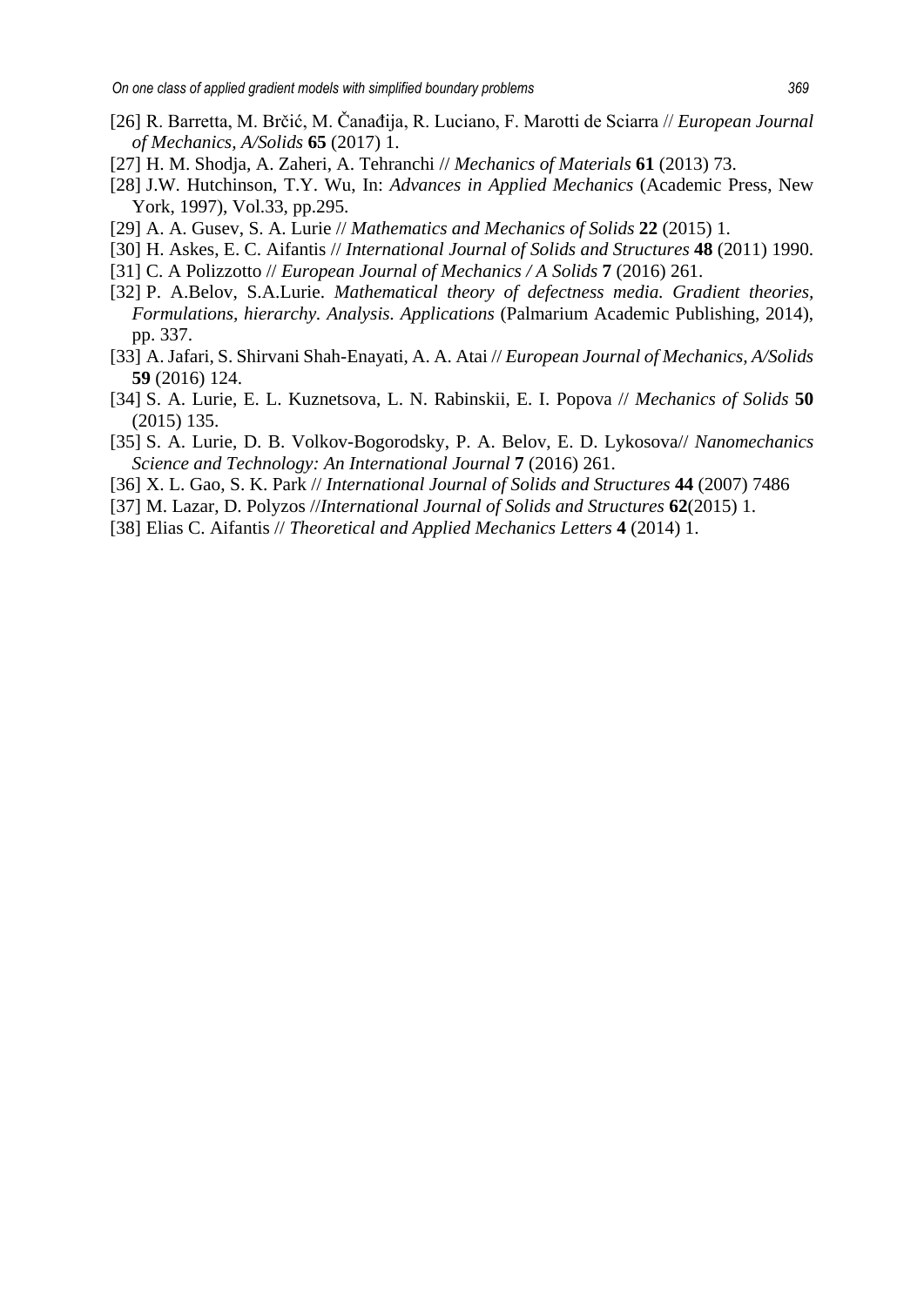[26] R. Barretta, M. Brčić, M. Čanađija, R. Luciano, F. Marotti de Sciarra // *European Journal of Mechanics, A/Solids* **65** (2017) 1.

[27] H. M. Shodja, A. Zaheri, A. Tehranchi // *Mechanics of Materials* **61** (2013) 73.

[28] J.W. Hutchinson, T.Y. Wu, In: *Advances in Applied Mechanics* (Academic Press, New York, 1997), Vol.33, pp.295.

[29] A. A. Gusev, S. A. Lurie // *Mathematics and Mechanics of Solids* **22** (2015) 1.

[30] H. Askes, E. C. Aifantis // *International Journal of Solids and Structures* **48** (2011) 1990.

[31] C. A Polizzotto // *European Journal of Mechanics / A Solids* **7** (2016) 261.

[32] P. A.Belov, S.A.Lurie. *Mathematical theory of defectness media. Gradient theories, Formulations, hierarchy. Analysis. Applications* (Palmarium Academic Publishing, 2014), pp. 337.

[33] A. Jafari, S. Shirvani Shah-Enayati, A. A. Atai // *European Journal of Mechanics, A/Solids* **59** (2016) 124.

[34] S. A. Lurie, E. L. Kuznetsova, L. N. Rabinskii, E. I. Popova // *Mechanics of Solids* **50** (2015) 135.

[35] S. A. Lurie, D. B. Volkov-Bogorodsky, P. A. Belov, E. D. Lykosova// *Nanomechanics Science and Technology: An International Journal* **7** (2016) 261.

[36] X. L. Gao, S. K. Park // *International Journal of Solids and Structures* **44** (2007) 7486

[37] M. Lazar, D. Polyzos //*International Journal of Solids and Structures* **62**(2015) 1.

[38] Elias C. Aifantis // *Theoretical and Applied Mechanics Letters* **4** (2014) 1.